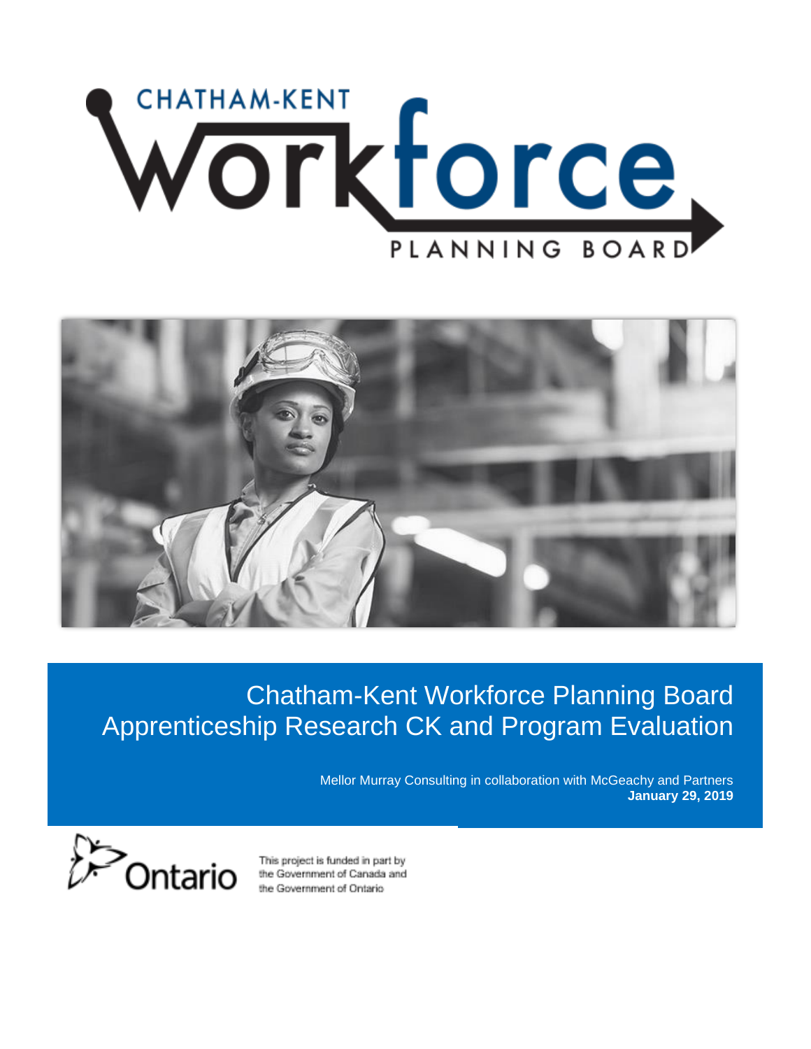CHATHAM-KENT

Workforce

PLANNING BOARD

# Chatham-Kent Workforce Planning Board Apprenticeship Research CK and Program Evaluation

Mellor Murray Consulting in collaboration with McGeachy and Partners

**January 29, 2019**

Ontario

This project is funded in part by the Government of Canada and the Government of Ontario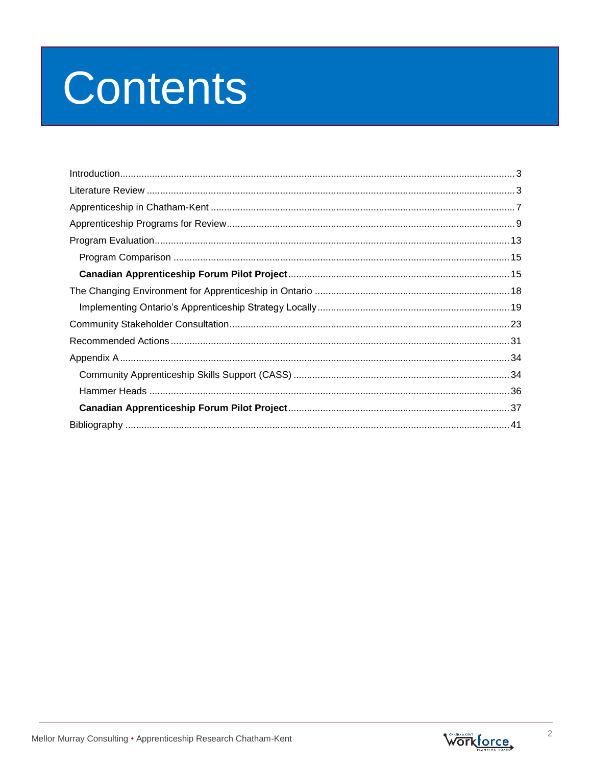# Contents

Introduction ........................................................................................................................................... 3
Literature Review ................................................................................................................................... 3
Apprenticeship in Chatham-Kent ........................................................................................................... 7
Apprenticeship Programs for Review .................................................................................................... 9
Program Evaluation .............................................................................................................................. 13
  Program Comparison ........................................................................................................................ 15
  **Canadian Apprenticeship Forum Pilot Project** ................................................................................ 15
The Changing Environment for Apprenticeship in Ontario .................................................................. 18
  Implementing Ontario's Apprenticeship Strategy Locally ................................................................... 19
Community Stakeholder Consultation .................................................................................................. 23
Recommended Actions ......................................................................................................................... 31
Appendix A ........................................................................................................................................... 34
  Community Apprenticeship Skills Support (CASS) ............................................................................ 34
  Hammer Heads ................................................................................................................................. 36
  **Canadian Apprenticeship Forum Pilot Project** ................................................................................ 37
Bibliography ......................................................................................................................................... 41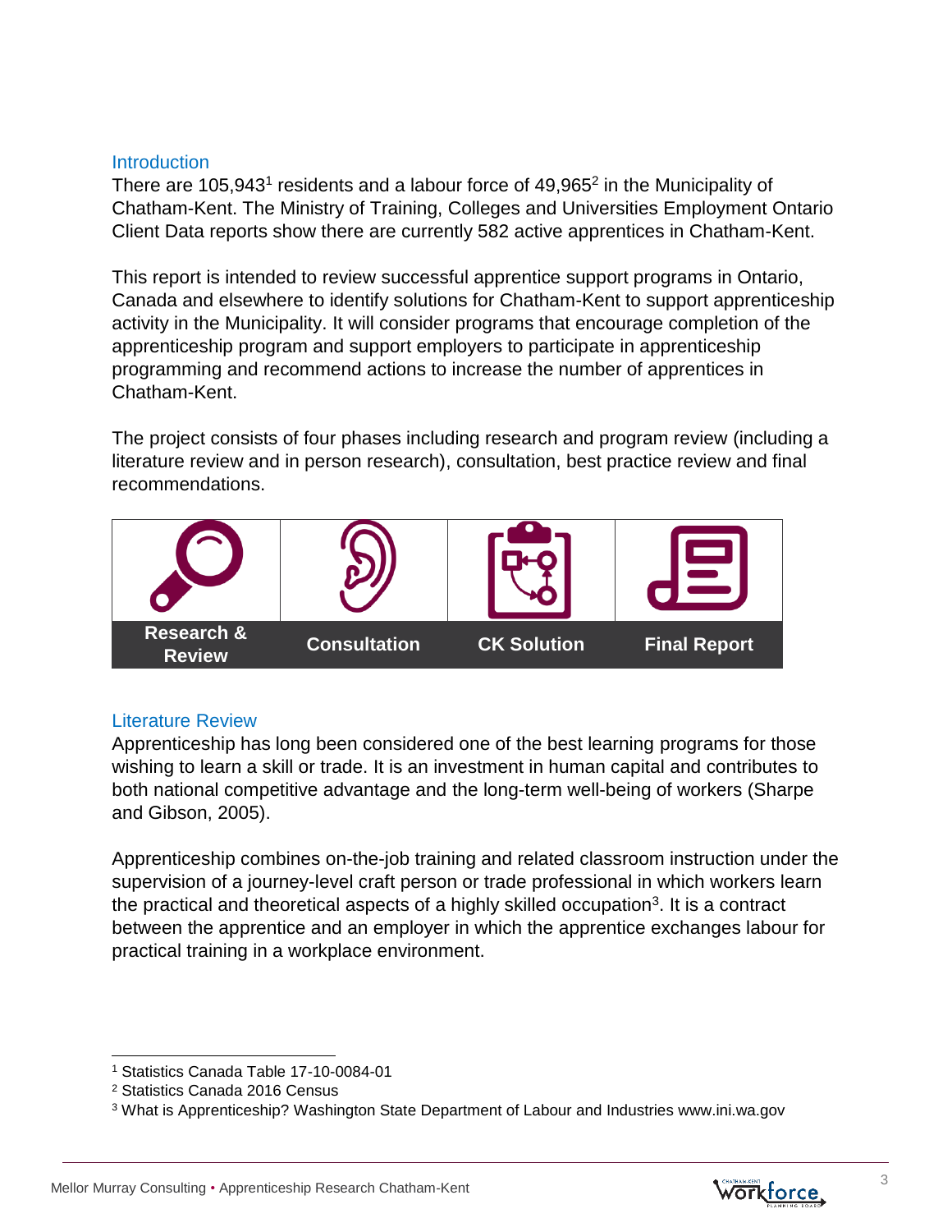## Introduction

There are 105,943[1] residents and a labour force of 49,965[2] in the Municipality of Chatham-Kent. The Ministry of Training, Colleges and Universities Employment Ontario Client Data reports show there are currently 582 active apprentices in Chatham-Kent.

This report is intended to review successful apprentice support programs in Ontario, Canada and elsewhere to identify solutions for Chatham-Kent to support apprenticeship activity in the Municipality. It will consider programs that encourage completion of the apprenticeship program and support employers to participate in apprenticeship programming and recommend actions to increase the number of apprentices in Chatham-Kent.

The project consists of four phases including research and program review (including a literature review and in person research), consultation, best practice review and final recommendations.

| Research & Review | Consultation | CK Solution | Final Report |
|---|---|---|---|

## Literature Review

Apprenticeship has long been considered one of the best learning programs for those wishing to learn a skill or trade. It is an investment in human capital and contributes to both national competitive advantage and the long-term well-being of workers (Sharpe and Gibson, 2005).

Apprenticeship combines on-the-job training and related classroom instruction under the supervision of a journey-level craft person or trade professional in which workers learn the practical and theoretical aspects of a highly skilled occupation[3]. It is a contract between the apprentice and an employer in which the apprentice exchanges labour for practical training in a workplace environment.

---

[1] Statistics Canada Table 17-10-0084-01

[2] Statistics Canada 2016 Census

[3] What is Apprenticeship? Washington State Department of Labour and Industries www.ini.wa.gov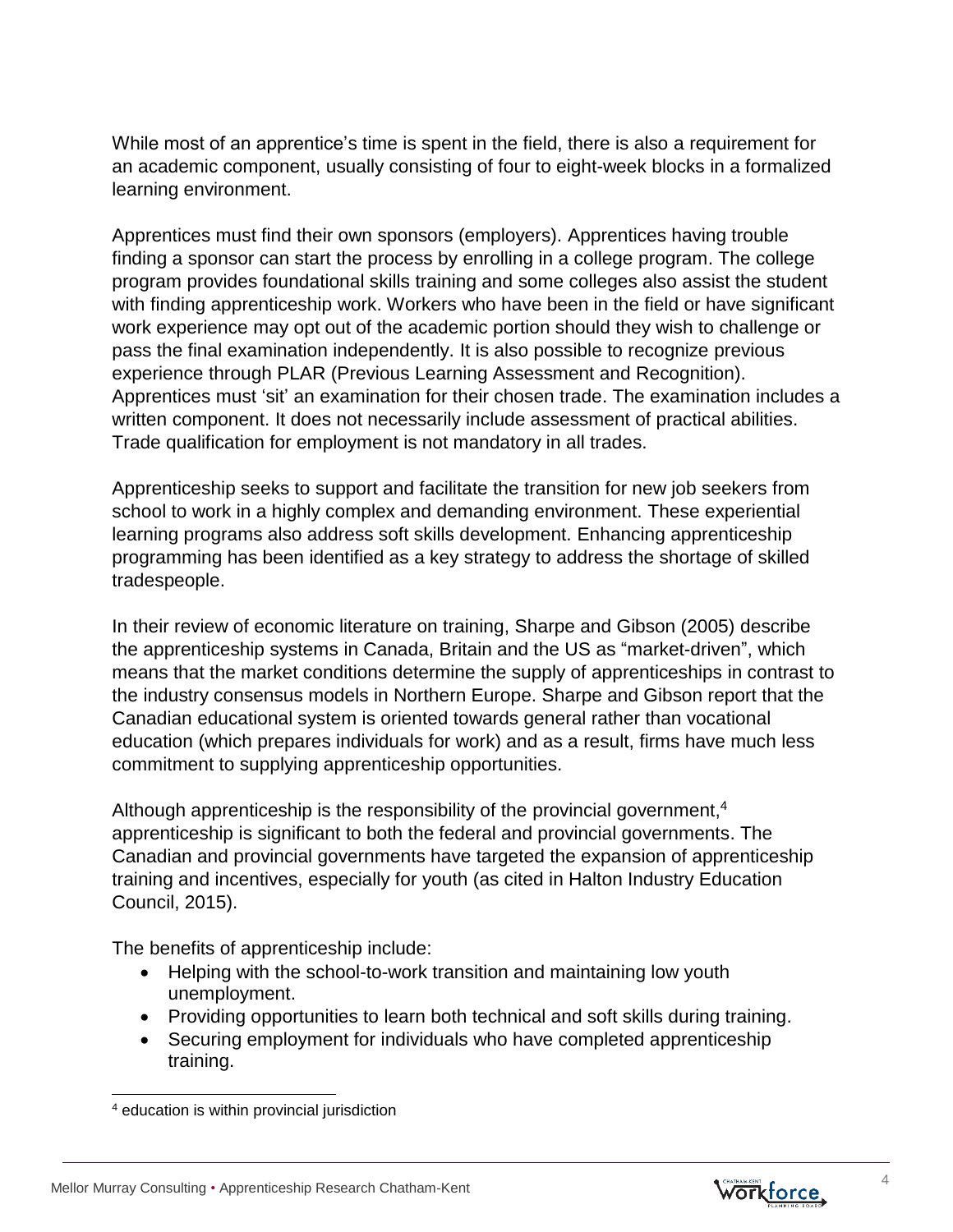While most of an apprentice's time is spent in the field, there is also a requirement for an academic component, usually consisting of four to eight-week blocks in a formalized learning environment.

Apprentices must find their own sponsors (employers). Apprentices having trouble finding a sponsor can start the process by enrolling in a college program. The college program provides foundational skills training and some colleges also assist the student with finding apprenticeship work. Workers who have been in the field or have significant work experience may opt out of the academic portion should they wish to challenge or pass the final examination independently. It is also possible to recognize previous experience through PLAR (Previous Learning Assessment and Recognition). Apprentices must 'sit' an examination for their chosen trade. The examination includes a written component. It does not necessarily include assessment of practical abilities. Trade qualification for employment is not mandatory in all trades.

Apprenticeship seeks to support and facilitate the transition for new job seekers from school to work in a highly complex and demanding environment. These experiential learning programs also address soft skills development. Enhancing apprenticeship programming has been identified as a key strategy to address the shortage of skilled tradespeople.

In their review of economic literature on training, Sharpe and Gibson (2005) describe the apprenticeship systems in Canada, Britain and the US as "market-driven", which means that the market conditions determine the supply of apprenticeships in contrast to the industry consensus models in Northern Europe. Sharpe and Gibson report that the Canadian educational system is oriented towards general rather than vocational education (which prepares individuals for work) and as a result, firms have much less commitment to supplying apprenticeship opportunities.

Although apprenticeship is the responsibility of the provincial government,[4] apprenticeship is significant to both the federal and provincial governments. The Canadian and provincial governments have targeted the expansion of apprenticeship training and incentives, especially for youth (as cited in Halton Industry Education Council, 2015).

The benefits of apprenticeship include:

- Helping with the school-to-work transition and maintaining low youth unemployment.
- Providing opportunities to learn both technical and soft skills during training.
- Securing employment for individuals who have completed apprenticeship training.

[4] education is within provincial jurisdiction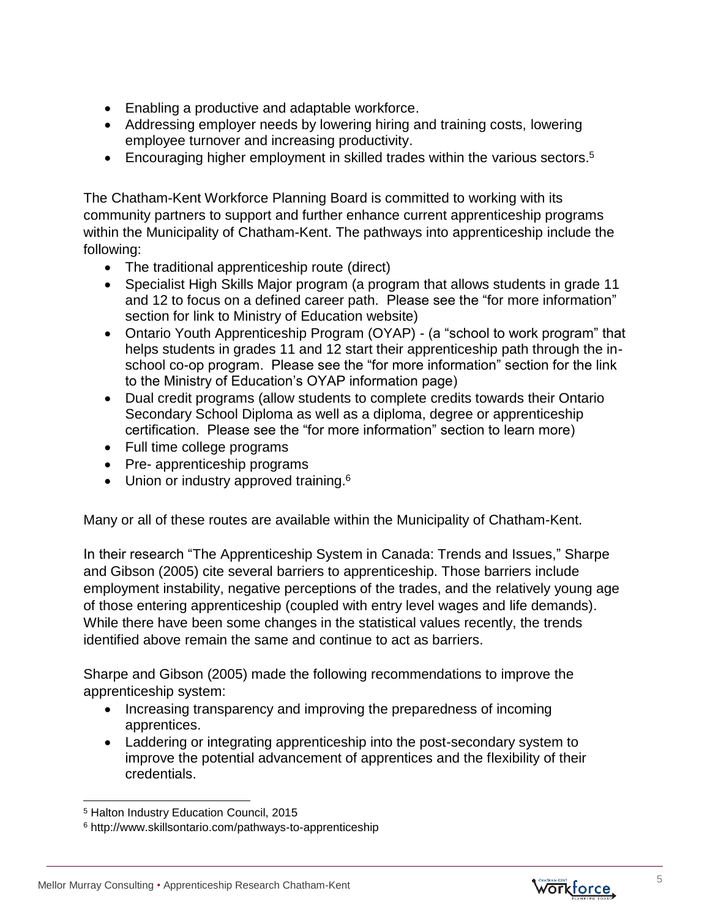- Enabling a productive and adaptable workforce.
- Addressing employer needs by lowering hiring and training costs, lowering employee turnover and increasing productivity.
- Encouraging higher employment in skilled trades within the various sectors.[5]

The Chatham-Kent Workforce Planning Board is committed to working with its community partners to support and further enhance current apprenticeship programs within the Municipality of Chatham-Kent. The pathways into apprenticeship include the following:

- The traditional apprenticeship route (direct)
- Specialist High Skills Major program (a program that allows students in grade 11 and 12 to focus on a defined career path. Please see the "for more information" section for link to Ministry of Education website)
- Ontario Youth Apprenticeship Program (OYAP) - (a "school to work program" that helps students in grades 11 and 12 start their apprenticeship path through the in-school co-op program. Please see the "for more information" section for the link to the Ministry of Education's OYAP information page)
- Dual credit programs (allow students to complete credits towards their Ontario Secondary School Diploma as well as a diploma, degree or apprenticeship certification. Please see the "for more information" section to learn more)
- Full time college programs
- Pre- apprenticeship programs
- Union or industry approved training.[6]

Many or all of these routes are available within the Municipality of Chatham-Kent.

In their research "The Apprenticeship System in Canada: Trends and Issues," Sharpe and Gibson (2005) cite several barriers to apprenticeship. Those barriers include employment instability, negative perceptions of the trades, and the relatively young age of those entering apprenticeship (coupled with entry level wages and life demands). While there have been some changes in the statistical values recently, the trends identified above remain the same and continue to act as barriers.

Sharpe and Gibson (2005) made the following recommendations to improve the apprenticeship system:

- Increasing transparency and improving the preparedness of incoming apprentices.
- Laddering or integrating apprenticeship into the post-secondary system to improve the potential advancement of apprentices and the flexibility of their credentials.

---

[5] Halton Industry Education Council, 2015

[6] http://www.skillsontario.com/pathways-to-apprenticeship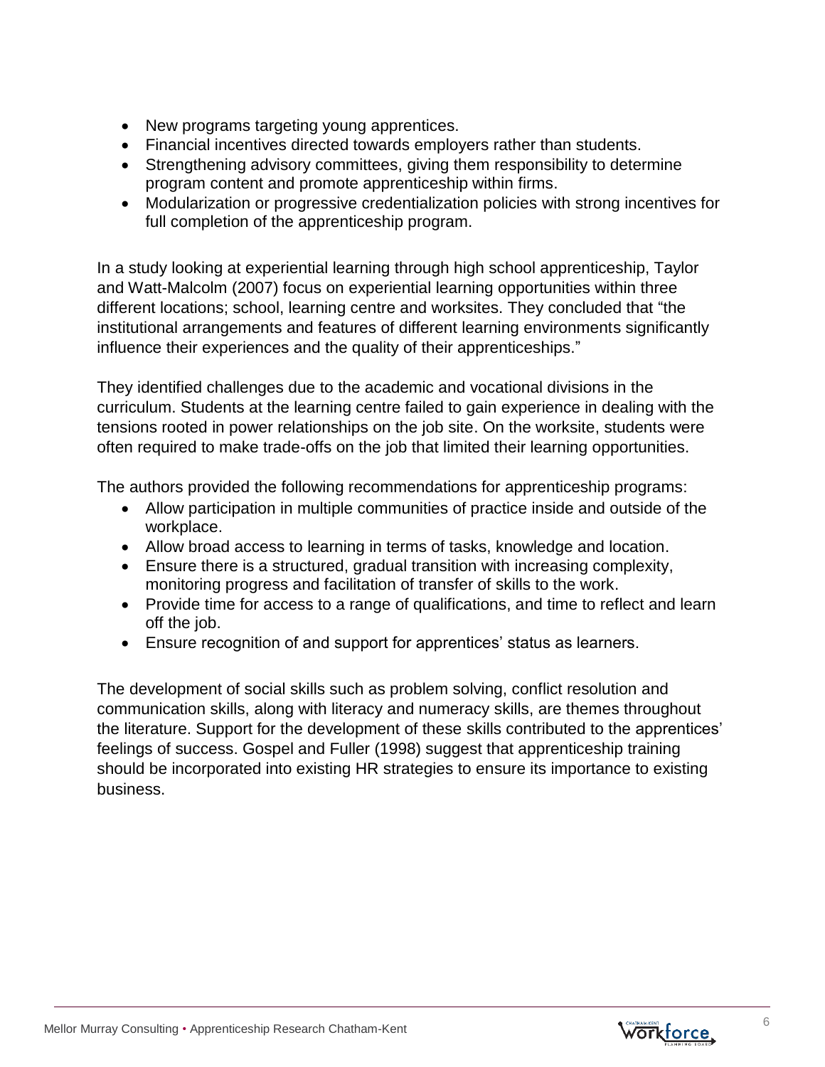- New programs targeting young apprentices.
- Financial incentives directed towards employers rather than students.
- Strengthening advisory committees, giving them responsibility to determine program content and promote apprenticeship within firms.
- Modularization or progressive credentialization policies with strong incentives for full completion of the apprenticeship program.

In a study looking at experiential learning through high school apprenticeship, Taylor and Watt-Malcolm (2007) focus on experiential learning opportunities within three different locations; school, learning centre and worksites. They concluded that "the institutional arrangements and features of different learning environments significantly influence their experiences and the quality of their apprenticeships."

They identified challenges due to the academic and vocational divisions in the curriculum. Students at the learning centre failed to gain experience in dealing with the tensions rooted in power relationships on the job site. On the worksite, students were often required to make trade-offs on the job that limited their learning opportunities.

The authors provided the following recommendations for apprenticeship programs:

- Allow participation in multiple communities of practice inside and outside of the workplace.
- Allow broad access to learning in terms of tasks, knowledge and location.
- Ensure there is a structured, gradual transition with increasing complexity, monitoring progress and facilitation of transfer of skills to the work.
- Provide time for access to a range of qualifications, and time to reflect and learn off the job.
- Ensure recognition of and support for apprentices' status as learners.

The development of social skills such as problem solving, conflict resolution and communication skills, along with literacy and numeracy skills, are themes throughout the literature. Support for the development of these skills contributed to the apprentices' feelings of success. Gospel and Fuller (1998) suggest that apprenticeship training should be incorporated into existing HR strategies to ensure its importance to existing business.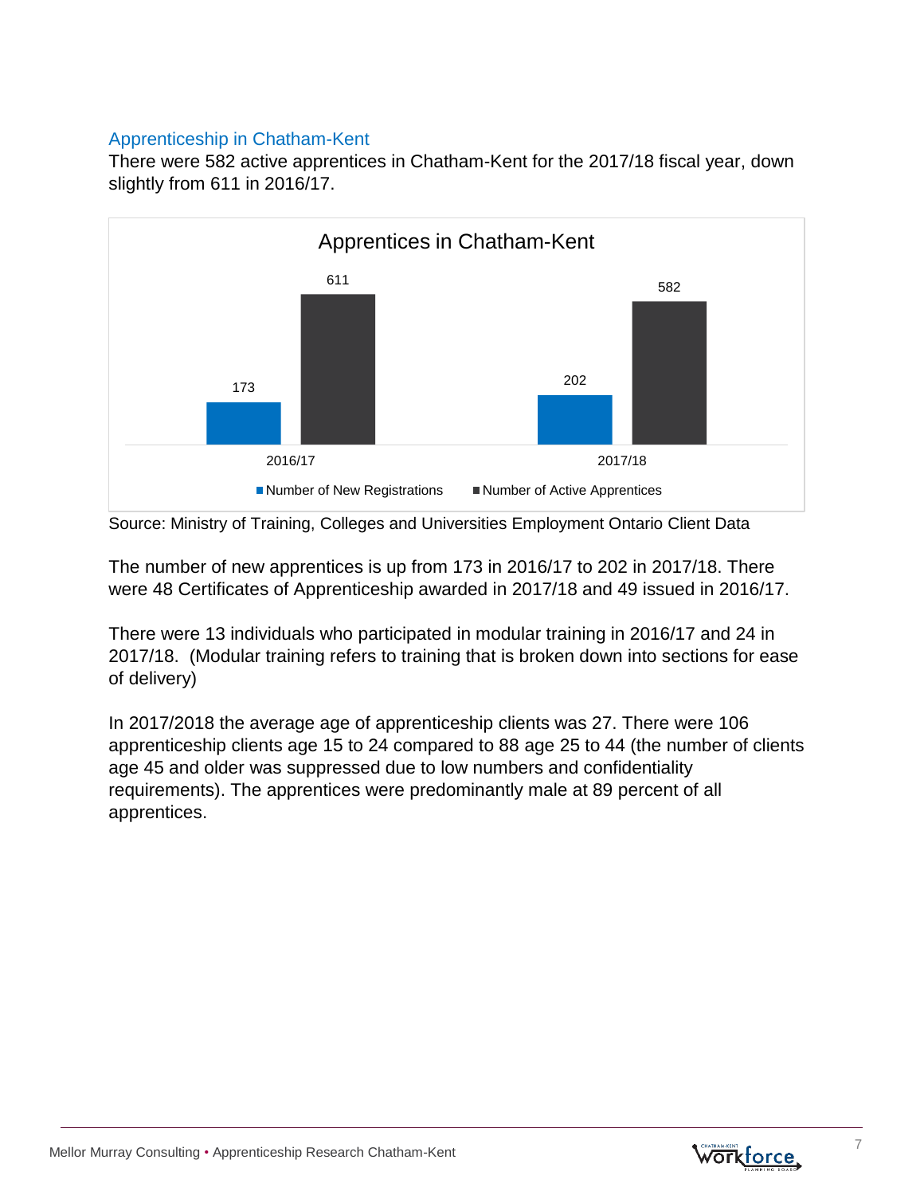## Apprenticeship in Chatham-Kent

There were 582 active apprentices in Chatham-Kent for the 2017/18 fiscal year, down slightly from 611 in 2016/17.

**Apprentices in Chatham-Kent**

| | Number of New Registrations | Number of Active Apprentices |
|---|---|---|
| 2016/17 | 173 | 611 |
| 2017/18 | 202 | 582 |

Source: Ministry of Training, Colleges and Universities Employment Ontario Client Data

The number of new apprentices is up from 173 in 2016/17 to 202 in 2017/18. There were 48 Certificates of Apprenticeship awarded in 2017/18 and 49 issued in 2016/17.

There were 13 individuals who participated in modular training in 2016/17 and 24 in 2017/18. (Modular training refers to training that is broken down into sections for ease of delivery)

In 2017/2018 the average age of apprenticeship clients was 27. There were 106 apprenticeship clients age 15 to 24 compared to 88 age 25 to 44 (the number of clients age 45 and older was suppressed due to low numbers and confidentiality requirements). The apprentices were predominantly male at 89 percent of all apprentices.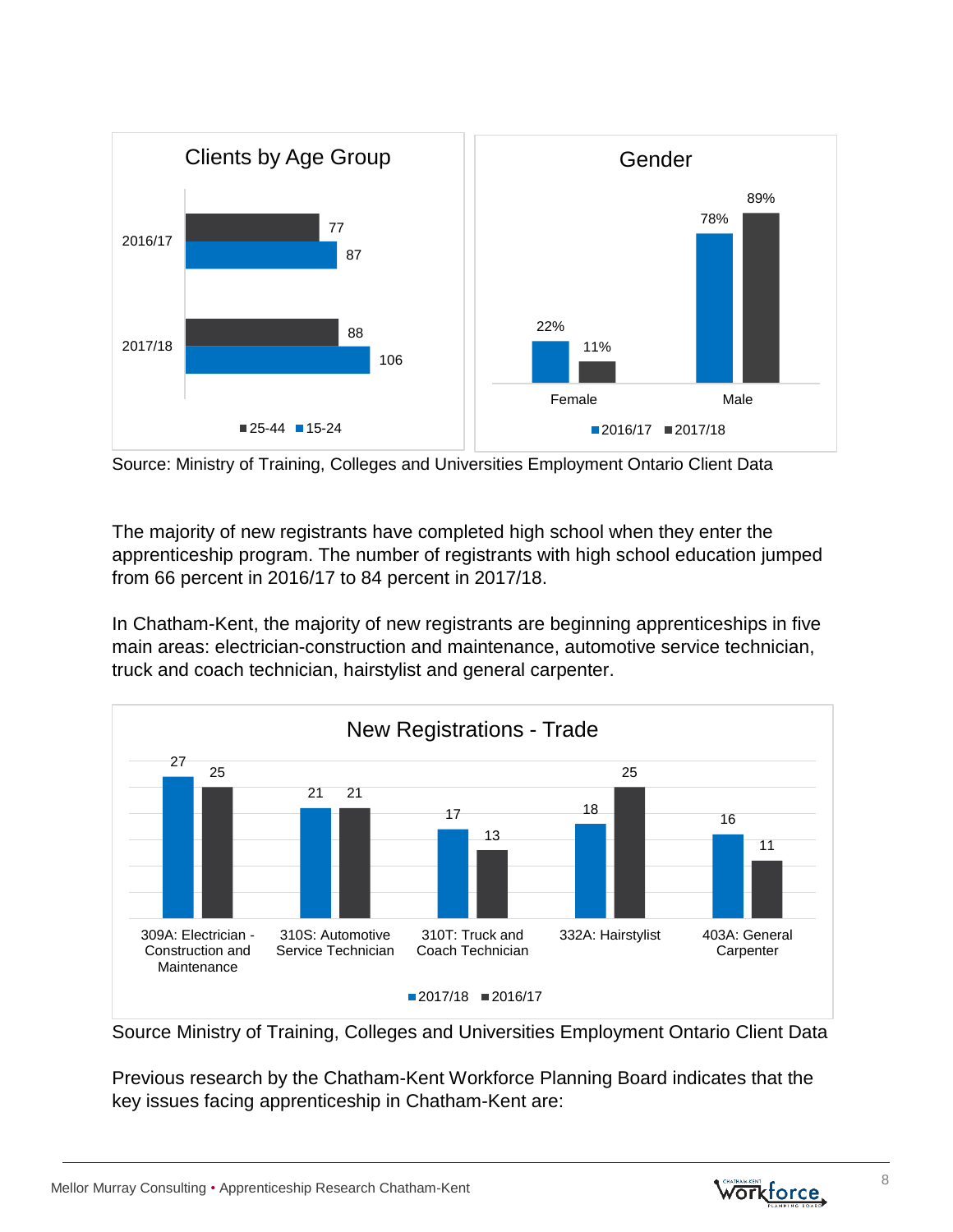**Clients by Age Group**

| | 25-44 | 15-24 |
|---|---|---|
| 2016/17 | 77 | 87 |
| 2017/18 | 88 | 106 |

**Gender**

| | 2016/17 | 2017/18 |
|---|---|---|
| Female | 22% | 11% |
| Male | 78% | 89% |

Source: Ministry of Training, Colleges and Universities Employment Ontario Client Data

The majority of new registrants have completed high school when they enter the apprenticeship program. The number of registrants with high school education jumped from 66 percent in 2016/17 to 84 percent in 2017/18.

In Chatham-Kent, the majority of new registrants are beginning apprenticeships in five main areas: electrician-construction and maintenance, automotive service technician, truck and coach technician, hairstylist and general carpenter.

**New Registrations - Trade**

| Trade | 2017/18 | 2016/17 |
|---|---|---|
| 309A: Electrician - Construction and Maintenance | 27 | 25 |
| 310S: Automotive Service Technician | 21 | 21 |
| 310T: Truck and Coach Technician | 17 | 13 |
| 332A: Hairstylist | 18 | 25 |
| 403A: General Carpenter | 16 | 11 |

Source Ministry of Training, Colleges and Universities Employment Ontario Client Data

Previous research by the Chatham-Kent Workforce Planning Board indicates that the key issues facing apprenticeship in Chatham-Kent are: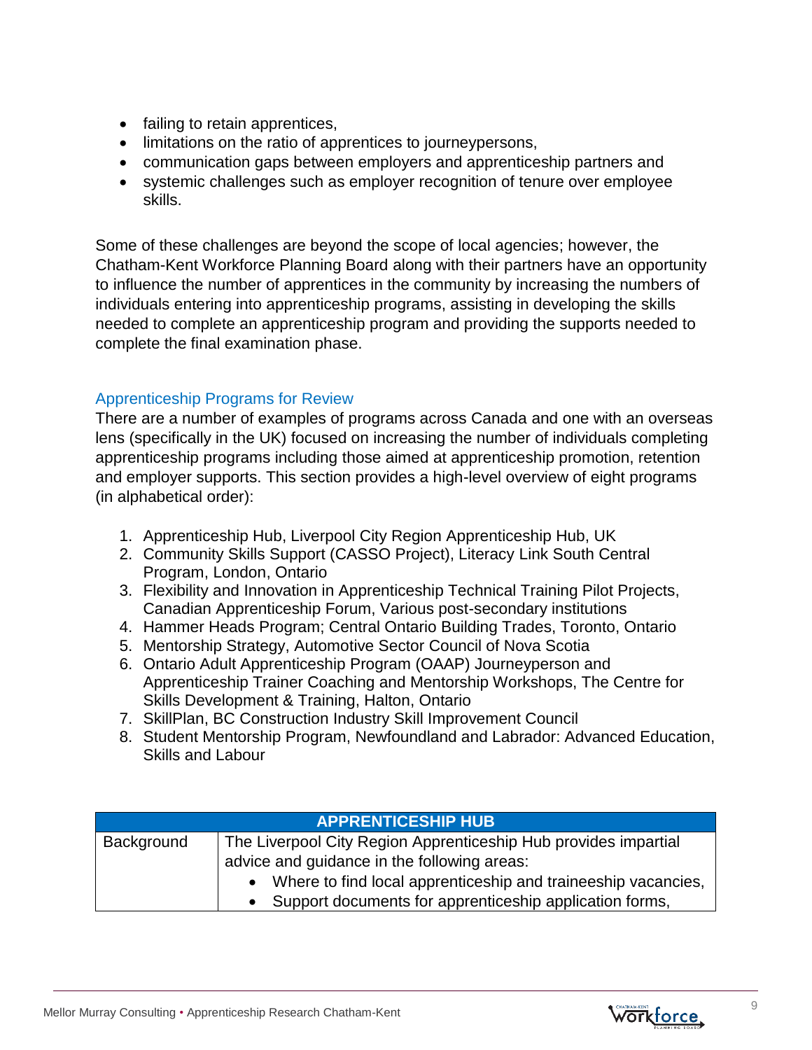- failing to retain apprentices,
- limitations on the ratio of apprentices to journeypersons,
- communication gaps between employers and apprenticeship partners and
- systemic challenges such as employer recognition of tenure over employee skills.

Some of these challenges are beyond the scope of local agencies; however, the Chatham-Kent Workforce Planning Board along with their partners have an opportunity to influence the number of apprentices in the community by increasing the numbers of individuals entering into apprenticeship programs, assisting in developing the skills needed to complete an apprenticeship program and providing the supports needed to complete the final examination phase.

### Apprenticeship Programs for Review

There are a number of examples of programs across Canada and one with an overseas lens (specifically in the UK) focused on increasing the number of individuals completing apprenticeship programs including those aimed at apprenticeship promotion, retention and employer supports. This section provides a high-level overview of eight programs (in alphabetical order):

1. Apprenticeship Hub, Liverpool City Region Apprenticeship Hub, UK
2. Community Skills Support (CASSO Project), Literacy Link South Central Program, London, Ontario
3. Flexibility and Innovation in Apprenticeship Technical Training Pilot Projects, Canadian Apprenticeship Forum, Various post-secondary institutions
4. Hammer Heads Program; Central Ontario Building Trades, Toronto, Ontario
5. Mentorship Strategy, Automotive Sector Council of Nova Scotia
6. Ontario Adult Apprenticeship Program (OAAP) Journeyperson and Apprenticeship Trainer Coaching and Mentorship Workshops, The Centre for Skills Development & Training, Halton, Ontario
7. SkillPlan, BC Construction Industry Skill Improvement Council
8. Student Mentorship Program, Newfoundland and Labrador: Advanced Education, Skills and Labour

| APPRENTICESHIP HUB | |
|---|---|
| Background | The Liverpool City Region Apprenticeship Hub provides impartial advice and guidance in the following areas:<br>• Where to find local apprenticeship and traineeship vacancies,<br>• Support documents for apprenticeship application forms, |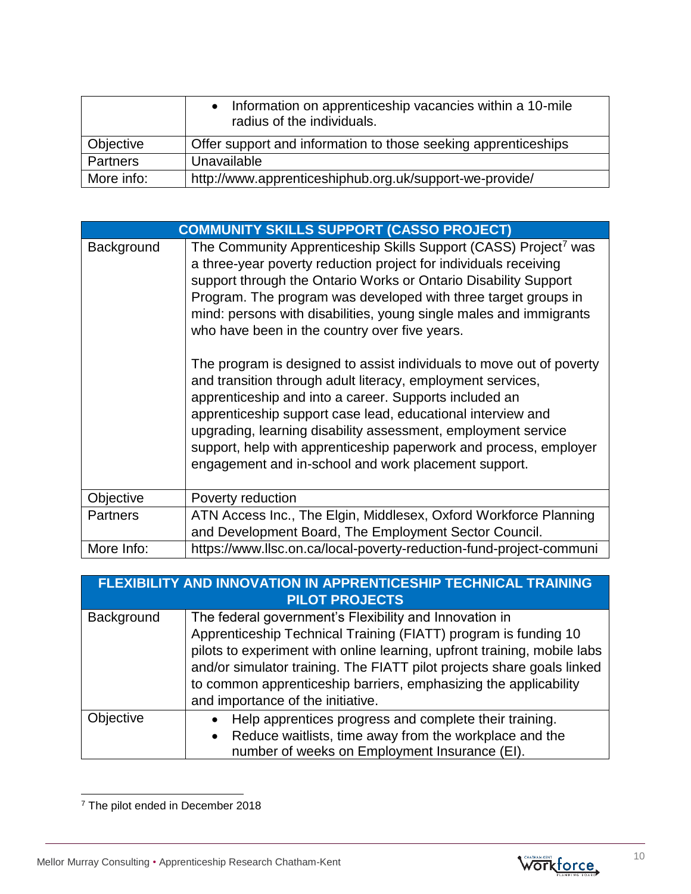| | • Information on apprenticeship vacancies within a 10-mile radius of the individuals. |
|---|---|
| Objective | Offer support and information to those seeking apprenticeships |
| Partners | Unavailable |
| More info: | http://www.apprenticeshiphub.org.uk/support-we-provide/ |

| COMMUNITY SKILLS SUPPORT (CASSO PROJECT) | |
|---|---|
| Background | The Community Apprenticeship Skills Support (CASS) Project[7] was a three-year poverty reduction project for individuals receiving support through the Ontario Works or Ontario Disability Support Program. The program was developed with three target groups in mind: persons with disabilities, young single males and immigrants who have been in the country over five years.<br><br>The program is designed to assist individuals to move out of poverty and transition through adult literacy, employment services, apprenticeship and into a career. Supports included an apprenticeship support case lead, educational interview and upgrading, learning disability assessment, employment service support, help with apprenticeship paperwork and process, employer engagement and in-school and work placement support. |
| Objective | Poverty reduction |
| Partners | ATN Access Inc., The Elgin, Middlesex, Oxford Workforce Planning and Development Board, The Employment Sector Council. |
| More Info: | https://www.llsc.on.ca/local-poverty-reduction-fund-project-communi |

| FLEXIBILITY AND INNOVATION IN APPRENTICESHIP TECHNICAL TRAINING PILOT PROJECTS | |
|---|---|
| Background | The federal government's Flexibility and Innovation in Apprenticeship Technical Training (FIATT) program is funding 10 pilots to experiment with online learning, upfront training, mobile labs and/or simulator training. The FIATT pilot projects share goals linked to common apprenticeship barriers, emphasizing the applicability and importance of the initiative. |
| Objective | • Help apprentices progress and complete their training.<br>• Reduce waitlists, time away from the workplace and the number of weeks on Employment Insurance (EI). |

[7] The pilot ended in December 2018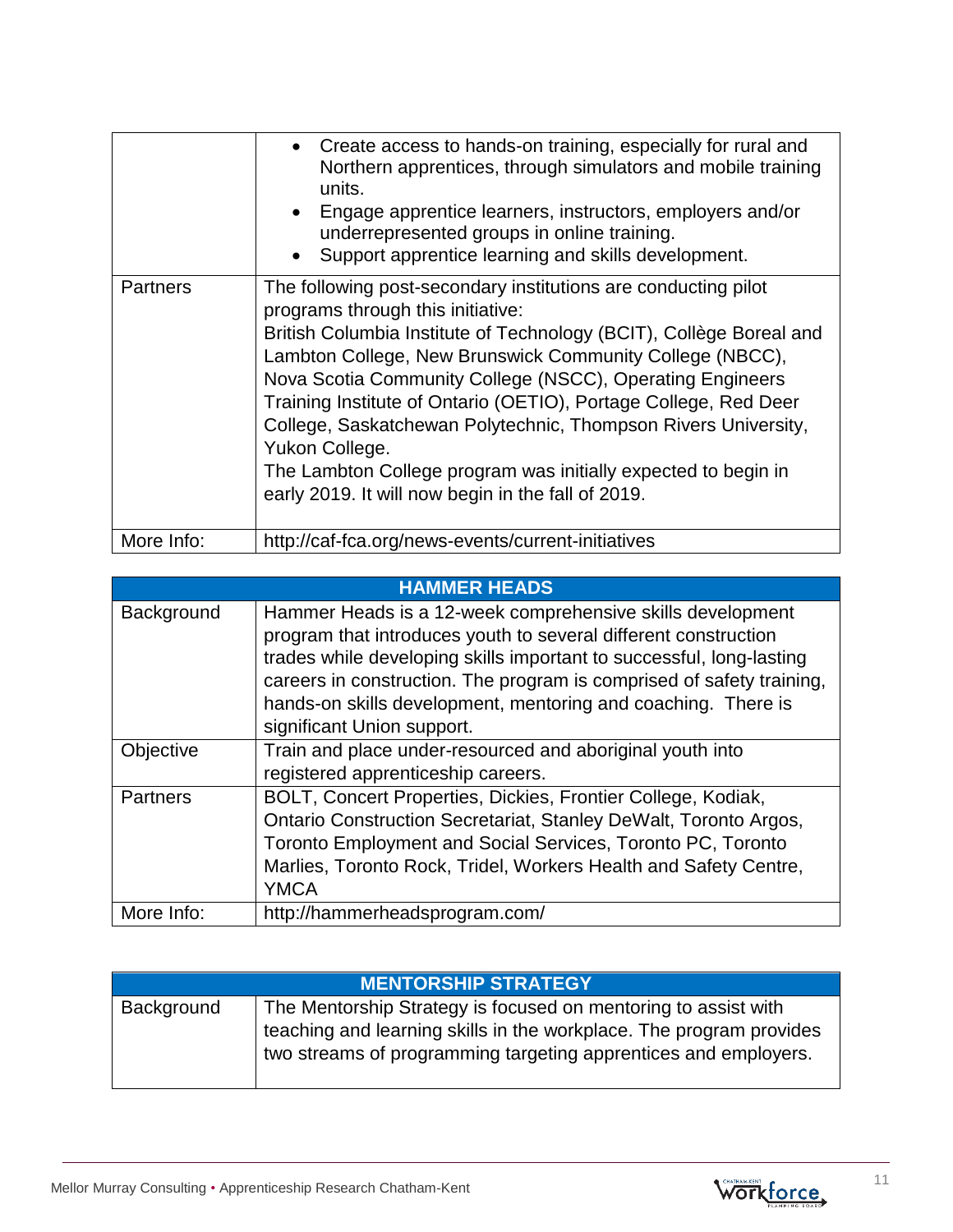| | |
|---|---|
| | • Create access to hands-on training, especially for rural and Northern apprentices, through simulators and mobile training units.<br>• Engage apprentice learners, instructors, employers and/or underrepresented groups in online training.<br>• Support apprentice learning and skills development. |
| Partners | The following post-secondary institutions are conducting pilot programs through this initiative:<br>British Columbia Institute of Technology (BCIT), Collège Boreal and Lambton College, New Brunswick Community College (NBCC), Nova Scotia Community College (NSCC), Operating Engineers Training Institute of Ontario (OETIO), Portage College, Red Deer College, Saskatchewan Polytechnic, Thompson Rivers University, Yukon College.<br>The Lambton College program was initially expected to begin in early 2019. It will now begin in the fall of 2019. |
| More Info: | http://caf-fca.org/news-events/current-initiatives |

| HAMMER HEADS | |
|---|---|
| Background | Hammer Heads is a 12-week comprehensive skills development program that introduces youth to several different construction trades while developing skills important to successful, long-lasting careers in construction. The program is comprised of safety training, hands-on skills development, mentoring and coaching. There is significant Union support. |
| Objective | Train and place under-resourced and aboriginal youth into registered apprenticeship careers. |
| Partners | BOLT, Concert Properties, Dickies, Frontier College, Kodiak, Ontario Construction Secretariat, Stanley DeWalt, Toronto Argos, Toronto Employment and Social Services, Toronto PC, Toronto Marlies, Toronto Rock, Tridel, Workers Health and Safety Centre, YMCA |
| More Info: | http://hammerheadsprogram.com/ |

| MENTORSHIP STRATEGY | |
|---|---|
| Background | The Mentorship Strategy is focused on mentoring to assist with teaching and learning skills in the workplace. The program provides two streams of programming targeting apprentices and employers. |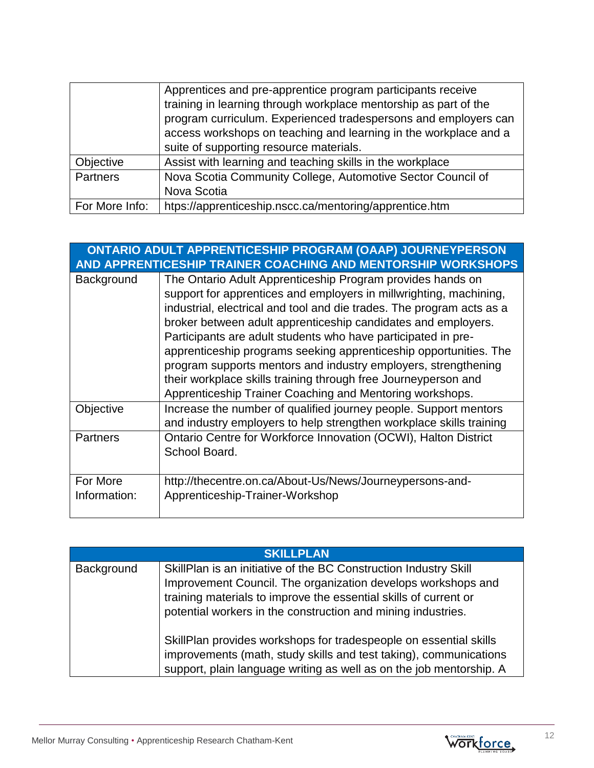| | |
|---|---|
| | Apprentices and pre-apprentice program participants receive training in learning through workplace mentorship as part of the program curriculum. Experienced tradespersons and employers can access workshops on teaching and learning in the workplace and a suite of supporting resource materials. |
| Objective | Assist with learning and teaching skills in the workplace |
| Partners | Nova Scotia Community College, Automotive Sector Council of Nova Scotia |
| For More Info: | https://apprenticeship.nscc.ca/mentoring/apprentice.htm |

| ONTARIO ADULT APPRENTICESHIP PROGRAM (OAAP) JOURNEYPERSON AND APPRENTICESHIP TRAINER COACHING AND MENTORSHIP WORKSHOPS | |
|---|---|
| Background | The Ontario Adult Apprenticeship Program provides hands on support for apprentices and employers in millwrighting, machining, industrial, electrical and tool and die trades. The program acts as a broker between adult apprenticeship candidates and employers. Participants are adult students who have participated in pre-apprenticeship programs seeking apprenticeship opportunities. The program supports mentors and industry employers, strengthening their workplace skills training through free Journeyperson and Apprenticeship Trainer Coaching and Mentoring workshops. |
| Objective | Increase the number of qualified journey people. Support mentors and industry employers to help strengthen workplace skills training |
| Partners | Ontario Centre for Workforce Innovation (OCWI), Halton District School Board. |
| For More Information: | http://thecentre.on.ca/About-Us/News/Journeypersons-and-Apprenticeship-Trainer-Workshop |

| SKILLPLAN | |
|---|---|
| Background | SkillPlan is an initiative of the BC Construction Industry Skill Improvement Council. The organization develops workshops and training materials to improve the essential skills of current or potential workers in the construction and mining industries.<br><br>SkillPlan provides workshops for tradespeople on essential skills improvements (math, study skills and test taking), communications support, plain language writing as well as on the job mentorship. A |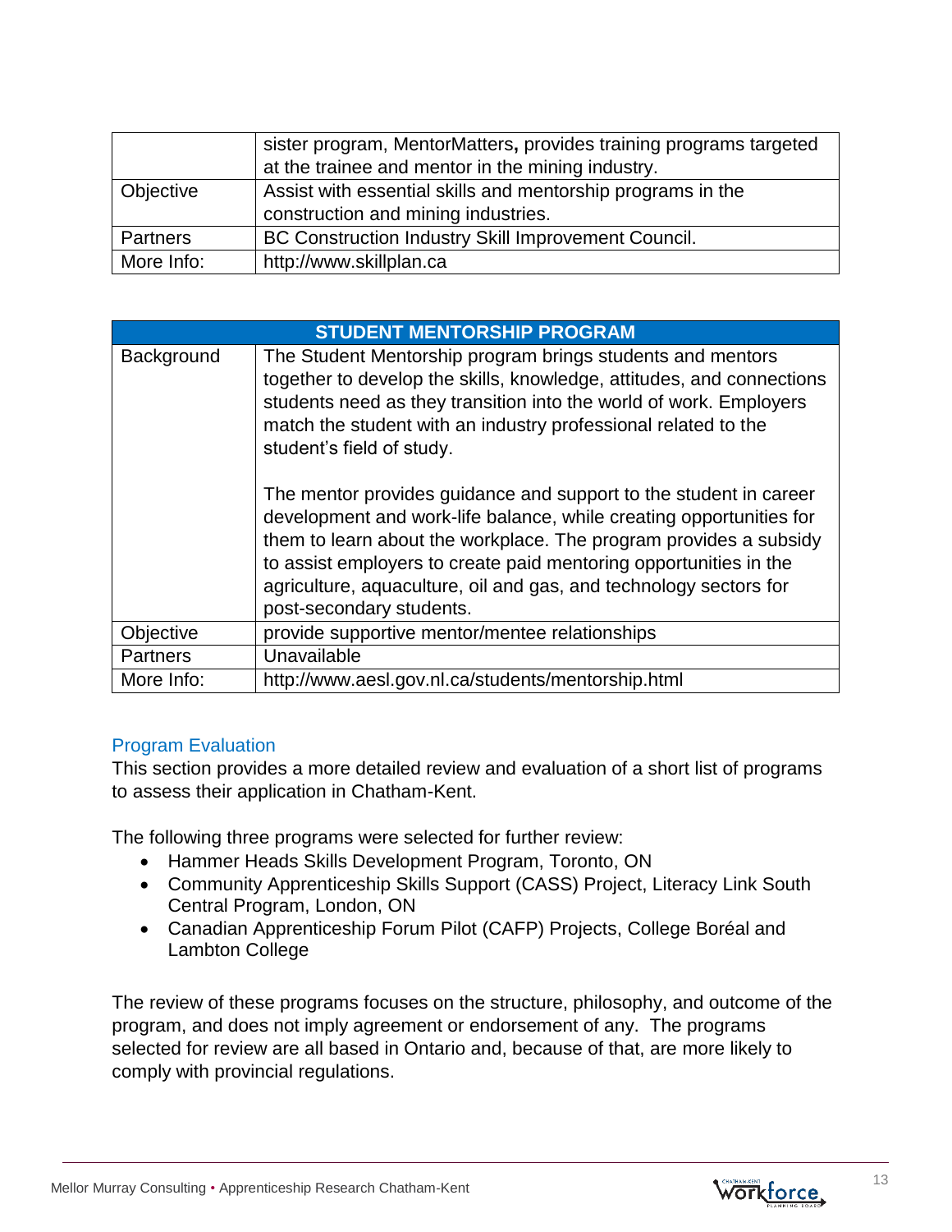| | |
|---|---|
| | sister program, MentorMatters**,** provides training programs targeted at the trainee and mentor in the mining industry. |
| Objective | Assist with essential skills and mentorship programs in the construction and mining industries. |
| Partners | BC Construction Industry Skill Improvement Council. |
| More Info: | http://www.skillplan.ca |

| **STUDENT MENTORSHIP PROGRAM** | |
|---|---|
| Background | The Student Mentorship program brings students and mentors together to develop the skills, knowledge, attitudes, and connections students need as they transition into the world of work. Employers match the student with an industry professional related to the student's field of study.<br><br>The mentor provides guidance and support to the student in career development and work-life balance, while creating opportunities for them to learn about the workplace. The program provides a subsidy to assist employers to create paid mentoring opportunities in the agriculture, aquaculture, oil and gas, and technology sectors for post-secondary students. |
| Objective | provide supportive mentor/mentee relationships |
| Partners | Unavailable |
| More Info: | http://www.aesl.gov.nl.ca/students/mentorship.html |

## Program Evaluation

This section provides a more detailed review and evaluation of a short list of programs to assess their application in Chatham-Kent.

The following three programs were selected for further review:

- Hammer Heads Skills Development Program, Toronto, ON
- Community Apprenticeship Skills Support (CASS) Project, Literacy Link South Central Program, London, ON
- Canadian Apprenticeship Forum Pilot (CAFP) Projects, College Boréal and Lambton College

The review of these programs focuses on the structure, philosophy, and outcome of the program, and does not imply agreement or endorsement of any. The programs selected for review are all based in Ontario and, because of that, are more likely to comply with provincial regulations.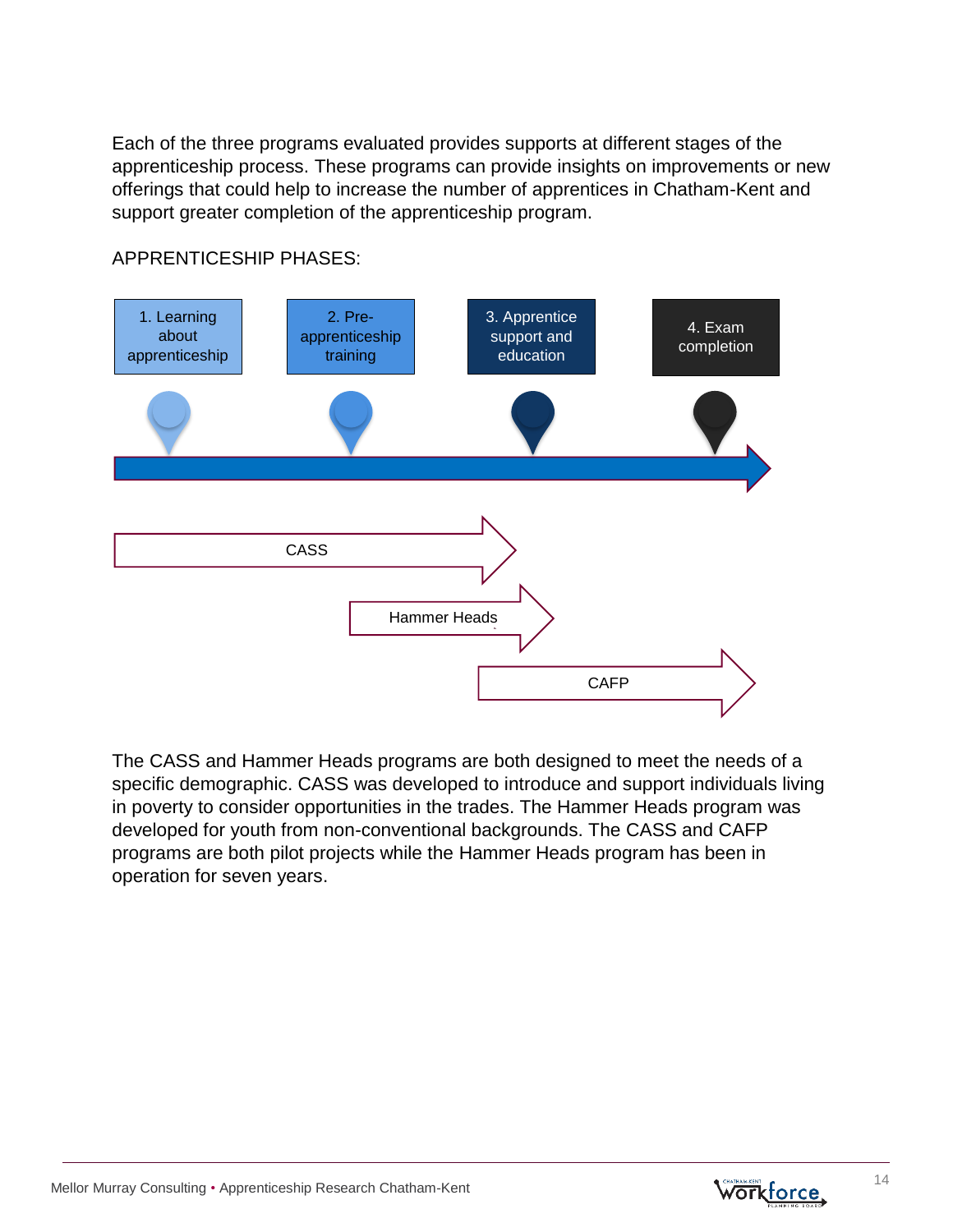Each of the three programs evaluated provides supports at different stages of the apprenticeship process. These programs can provide insights on improvements or new offerings that could help to increase the number of apprentices in Chatham-Kent and support greater completion of the apprenticeship program.

APPRENTICESHIP PHASES:

1. Learning about apprenticeship
2. Pre-apprenticeship training
3. Apprentice support and education
4. Exam completion

CASS

Hammer Heads

CAFP

The CASS and Hammer Heads programs are both designed to meet the needs of a specific demographic. CASS was developed to introduce and support individuals living in poverty to consider opportunities in the trades. The Hammer Heads program was developed for youth from non-conventional backgrounds. The CASS and CAFP programs are both pilot projects while the Hammer Heads program has been in operation for seven years.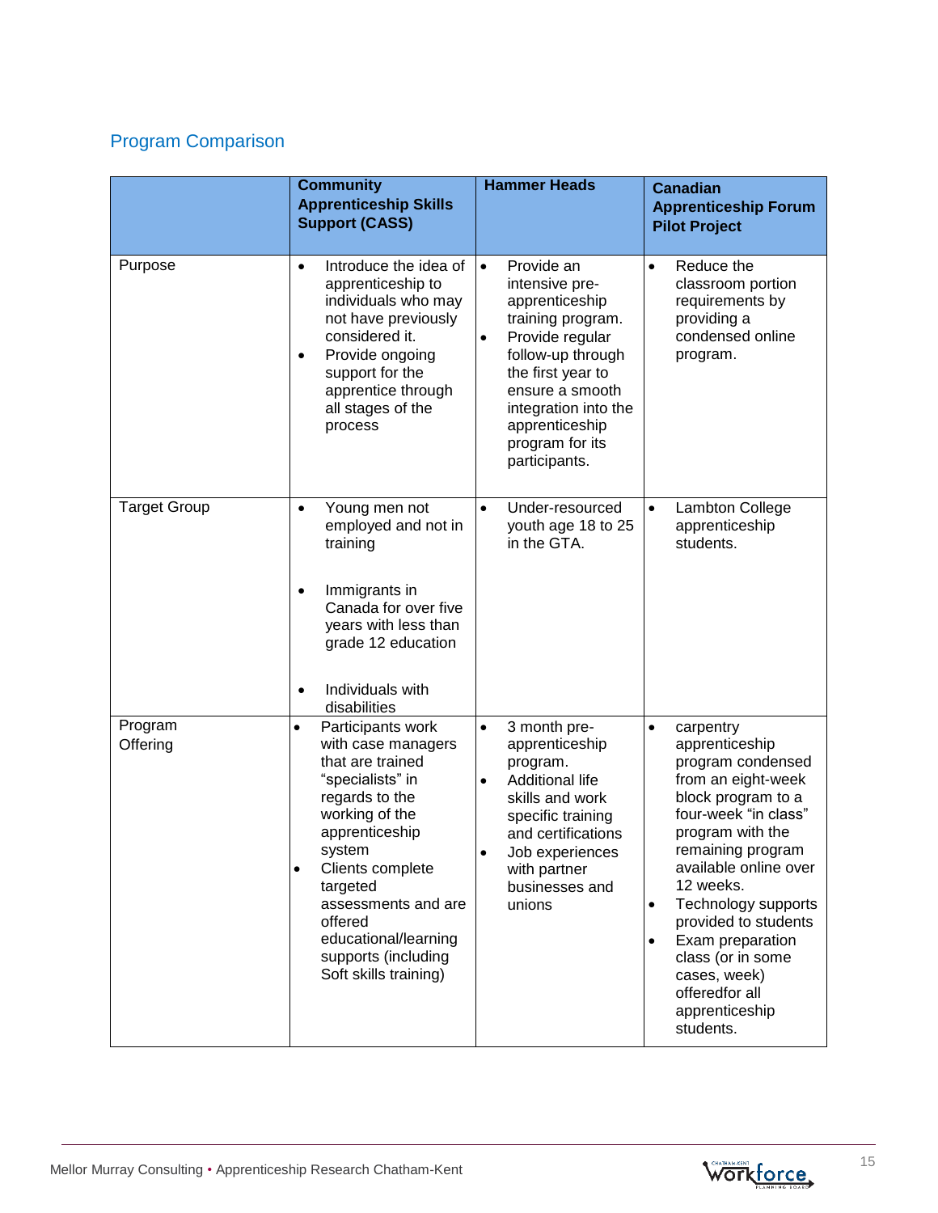## Program Comparison

| | Community Apprenticeship Skills Support (CASS) | Hammer Heads | Canadian Apprenticeship Forum Pilot Project |
|---|---|---|---|
| Purpose | • Introduce the idea of apprenticeship to individuals who may not have previously considered it.<br>• Provide ongoing support for the apprentice through all stages of the process | • Provide an intensive pre-apprenticeship training program.<br>• Provide regular follow-up through the first year to ensure a smooth integration into the apprenticeship program for its participants. | • Reduce the classroom portion requirements by providing a condensed online program. |
| Target Group | • Young men not employed and not in training<br>• Immigrants in Canada for over five years with less than grade 12 education<br>• Individuals with disabilities | • Under-resourced youth age 18 to 25 in the GTA. | • Lambton College apprenticeship students. |
| Program Offering | • Participants work with case managers that are trained "specialists" in regards to the working of the apprenticeship system<br>• Clients complete targeted assessments and are offered educational/learning supports (including Soft skills training) | • 3 month pre-apprenticeship program.<br>• Additional life skills and work specific training and certifications<br>• Job experiences with partner businesses and unions | • carpentry apprenticeship program condensed from an eight-week block program to a four-week "in class" program with the remaining program available online over 12 weeks.<br>• Technology supports provided to students<br>• Exam preparation class (or in some cases, week) offeredfor all apprenticeship students. |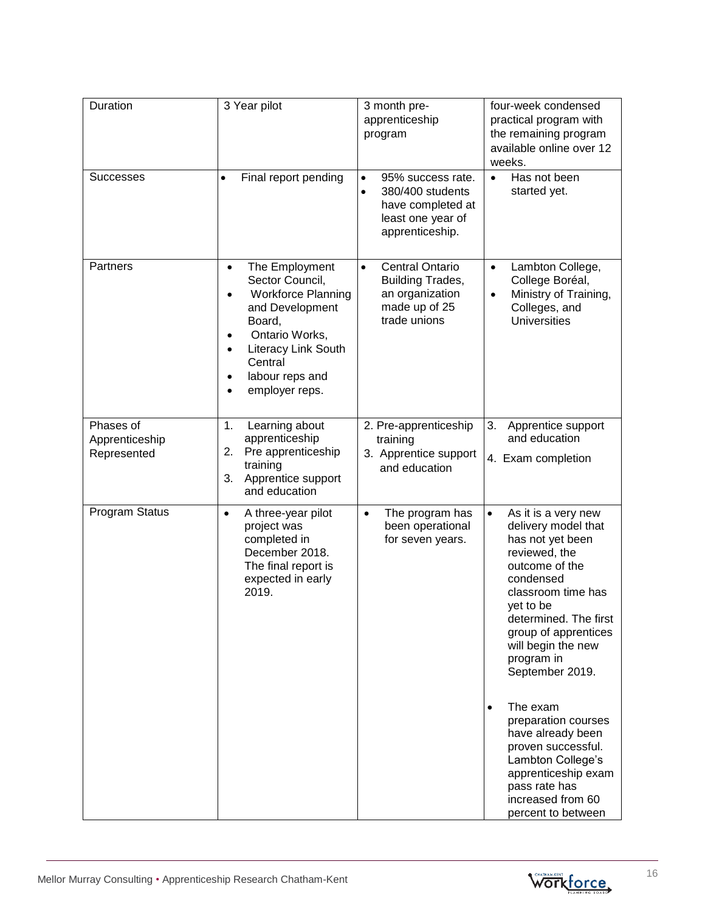| Duration | 3 Year pilot | 3 month pre-apprenticeship program | four-week condensed practical program with the remaining program available online over 12 weeks. |
|---|---|---|---|
| Successes | • Final report pending | • 95% success rate.<br>• 380/400 students have completed at least one year of apprenticeship. | • Has not been started yet. |
| Partners | • The Employment Sector Council,<br>• Workforce Planning and Development Board,<br>• Ontario Works,<br>• Literacy Link South Central<br>• labour reps and<br>• employer reps. | • Central Ontario Building Trades, an organization made up of 25 trade unions | • Lambton College, College Boréal,<br>• Ministry of Training, Colleges, and Universities |
| Phases of Apprenticeship Represented | 1. Learning about apprenticeship<br>2. Pre apprenticeship training<br>3. Apprentice support and education | 2. Pre-apprenticeship training<br>3. Apprentice support and education | 3. Apprentice support and education<br>4. Exam completion |
| Program Status | • A three-year pilot project was completed in December 2018. The final report is expected in early 2019. | • The program has been operational for seven years. | • As it is a very new delivery model that has not yet been reviewed, the outcome of the condensed classroom time has yet to be determined. The first group of apprentices will begin the new program in September 2019.<br><br>• The exam preparation courses have already been proven successful. Lambton College's apprenticeship exam pass rate has increased from 60 percent to between |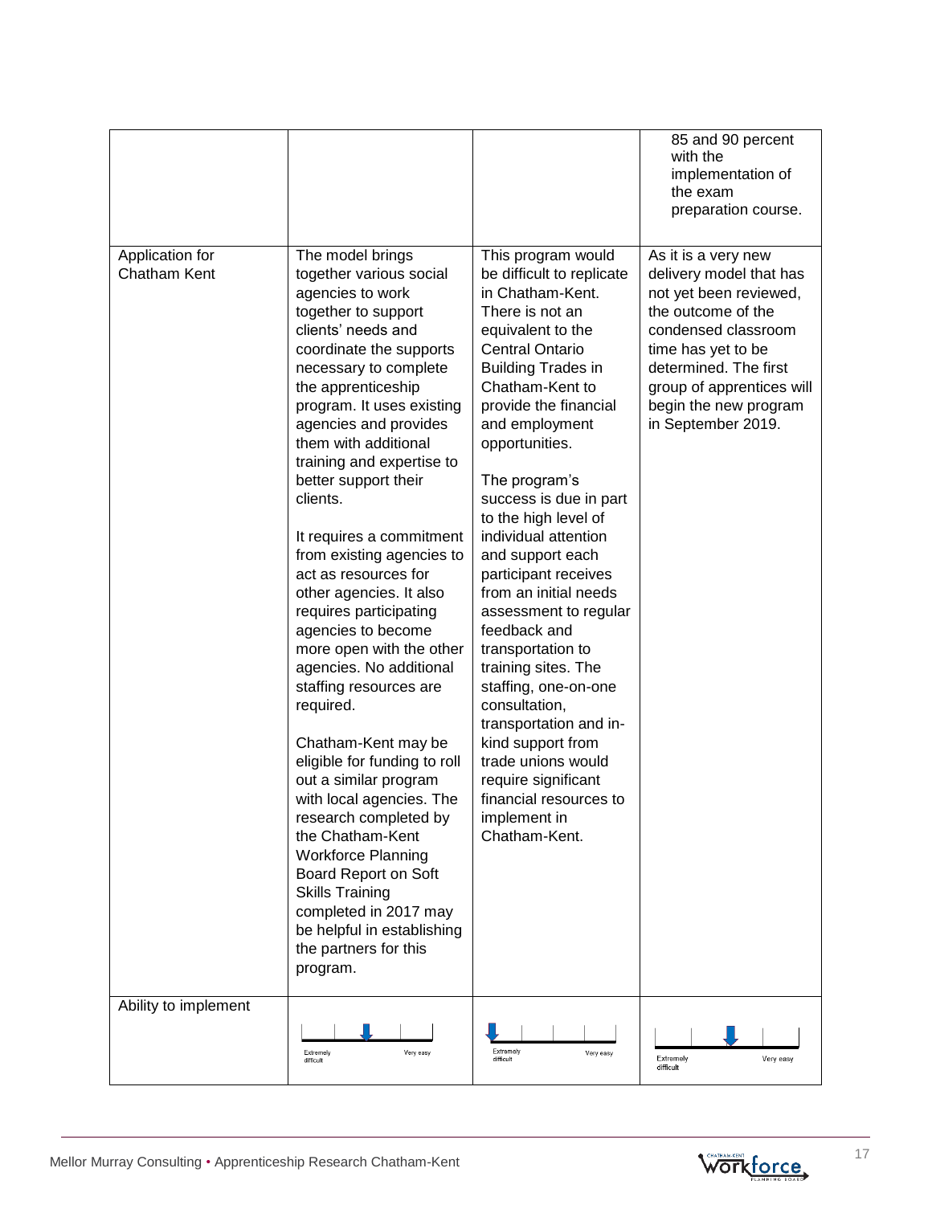| | | | |
|---|---|---|---|
| | | | 85 and 90 percent with the implementation of the exam preparation course. |
| Application for Chatham Kent | The model brings together various social agencies to work together to support clients' needs and coordinate the supports necessary to complete the apprenticeship program. It uses existing agencies and provides them with additional training and expertise to better support their clients.<br><br>It requires a commitment from existing agencies to act as resources for other agencies. It also requires participating agencies to become more open with the other agencies. No additional staffing resources are required.<br><br>Chatham-Kent may be eligible for funding to roll out a similar program with local agencies. The research completed by the Chatham-Kent Workforce Planning Board Report on Soft Skills Training completed in 2017 may be helpful in establishing the partners for this program. | This program would be difficult to replicate in Chatham-Kent. There is not an equivalent to the Central Ontario Building Trades in Chatham-Kent to provide the financial and employment opportunities.<br><br>The program's success is due in part to the high level of individual attention and support each participant receives from an initial needs assessment to regular feedback and transportation to training sites. The staffing, one-on-one consultation, transportation and in-kind support from trade unions would require significant financial resources to implement in Chatham-Kent. | As it is a very new delivery model that has not yet been reviewed, the outcome of the condensed classroom time has yet to be determined. The first group of apprentices will begin the new program in September 2019. |
| Ability to implement | Extremely difficult — Very easy (marker at midpoint) | Extremely difficult — Very easy (marker at Extremely difficult) | Extremely difficult — Very easy (marker at midpoint) |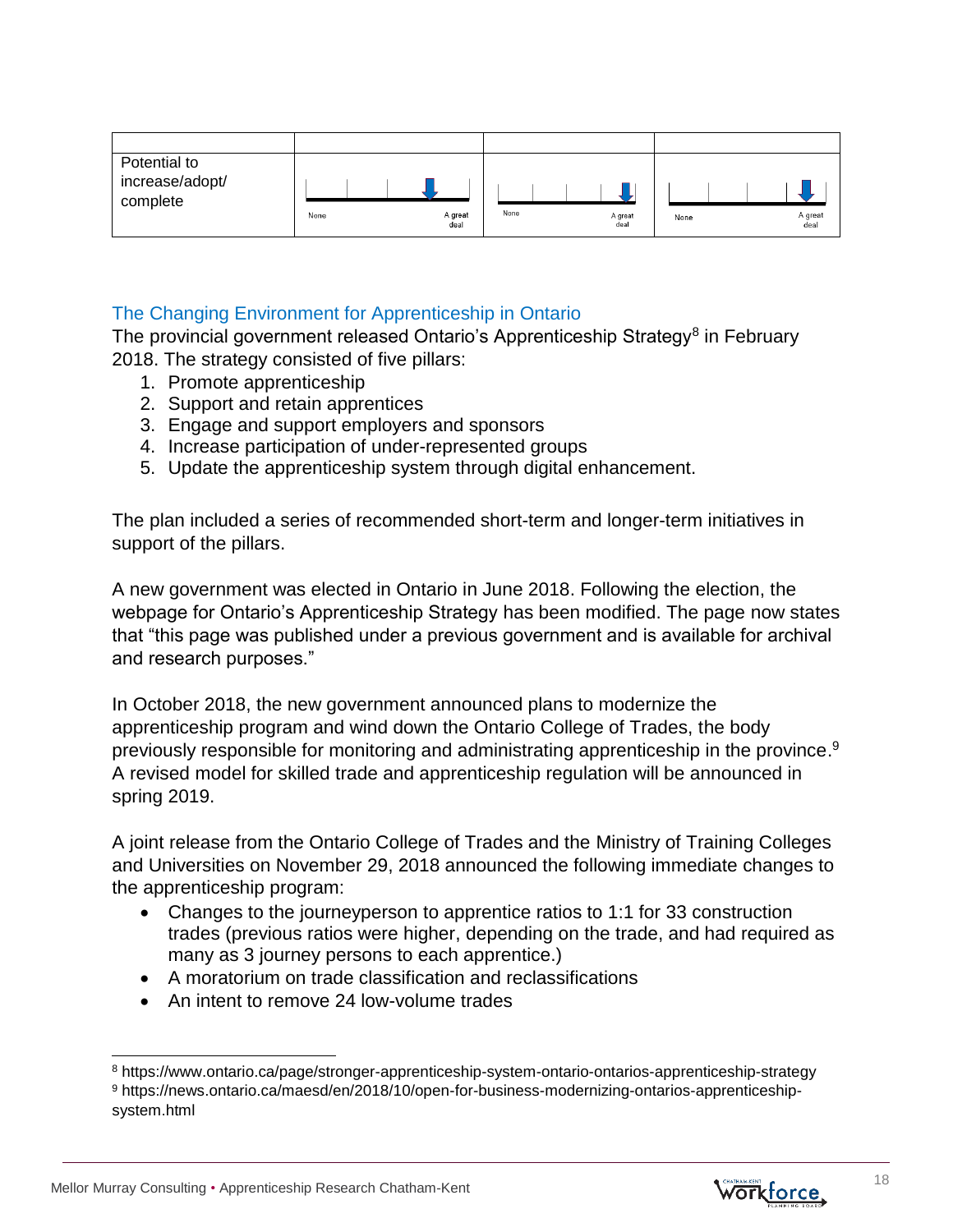| | | | |
|---|---|---|---|
| Potential to increase/adopt/ complete | None — A great deal | None — A great deal | None — A great deal |

## The Changing Environment for Apprenticeship in Ontario

The provincial government released Ontario's Apprenticeship Strategy[8] in February 2018. The strategy consisted of five pillars:

1. Promote apprenticeship
2. Support and retain apprentices
3. Engage and support employers and sponsors
4. Increase participation of under-represented groups
5. Update the apprenticeship system through digital enhancement.

The plan included a series of recommended short-term and longer-term initiatives in support of the pillars.

A new government was elected in Ontario in June 2018. Following the election, the webpage for Ontario's Apprenticeship Strategy has been modified. The page now states that "this page was published under a previous government and is available for archival and research purposes."

In October 2018, the new government announced plans to modernize the apprenticeship program and wind down the Ontario College of Trades, the body previously responsible for monitoring and administrating apprenticeship in the province.[9] A revised model for skilled trade and apprenticeship regulation will be announced in spring 2019.

A joint release from the Ontario College of Trades and the Ministry of Training Colleges and Universities on November 29, 2018 announced the following immediate changes to the apprenticeship program:

- Changes to the journeyperson to apprentice ratios to 1:1 for 33 construction trades (previous ratios were higher, depending on the trade, and had required as many as 3 journey persons to each apprentice.)
- A moratorium on trade classification and reclassifications
- An intent to remove 24 low-volume trades

---

[8] https://www.ontario.ca/page/stronger-apprenticeship-system-ontario-ontarios-apprenticeship-strategy

[9] https://news.ontario.ca/maesd/en/2018/10/open-for-business-modernizing-ontarios-apprenticeship-system.html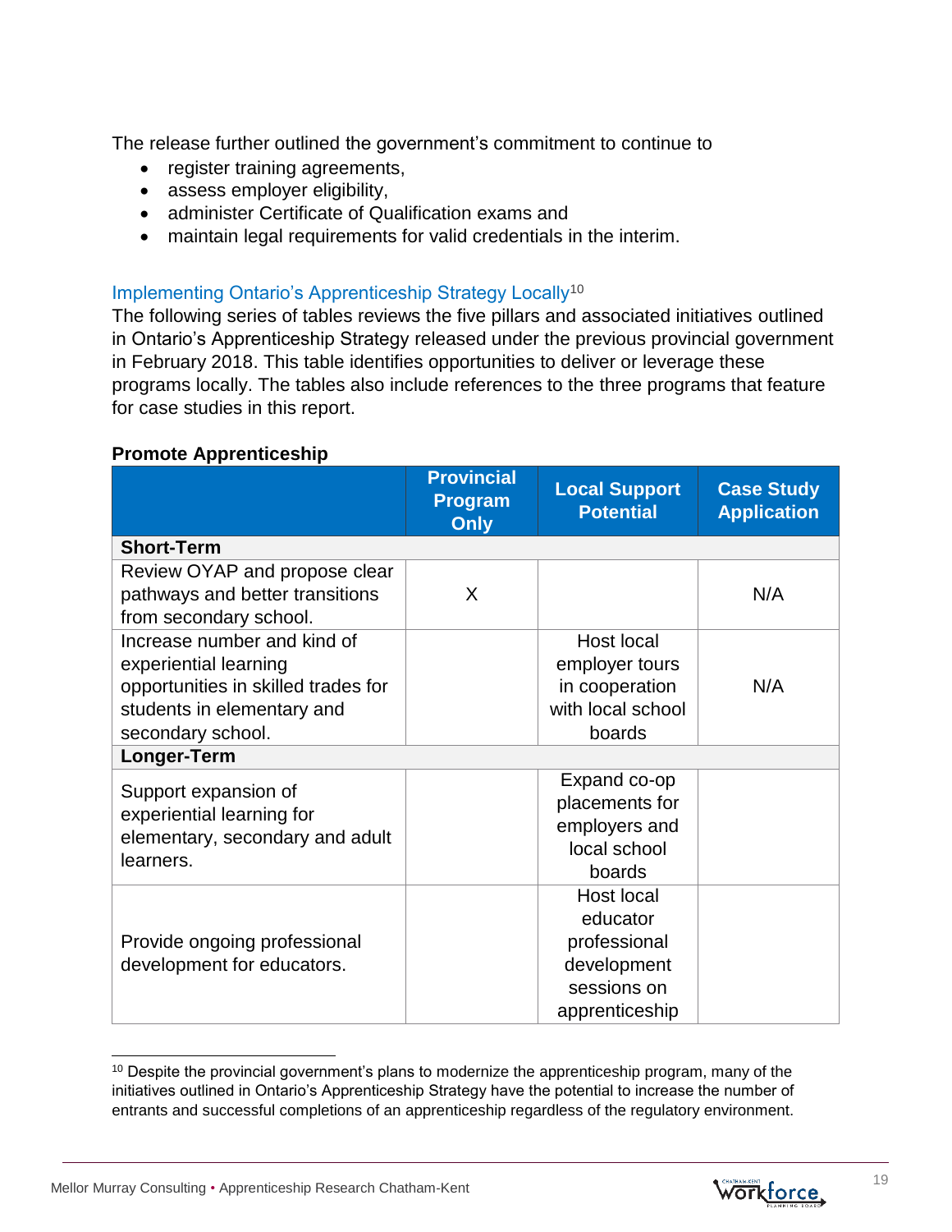The release further outlined the government's commitment to continue to

- register training agreements,
- assess employer eligibility,
- administer Certificate of Qualification exams and
- maintain legal requirements for valid credentials in the interim.

## Implementing Ontario's Apprenticeship Strategy Locally[10]

The following series of tables reviews the five pillars and associated initiatives outlined in Ontario's Apprenticeship Strategy released under the previous provincial government in February 2018. This table identifies opportunities to deliver or leverage these programs locally. The tables also include references to the three programs that feature for case studies in this report.

**Promote Apprenticeship**

| | Provincial Program Only | Local Support Potential | Case Study Application |
|---|---|---|---|
| **Short-Term** | | | |
| Review OYAP and propose clear pathways and better transitions from secondary school. | X | | N/A |
| Increase number and kind of experiential learning opportunities in skilled trades for students in elementary and secondary school. | | Host local employer tours in cooperation with local school boards | N/A |
| **Longer-Term** | | | |
| Support expansion of experiential learning for elementary, secondary and adult learners. | | Expand co-op placements for employers and local school boards | |
| Provide ongoing professional development for educators. | | Host local educator professional development sessions on apprenticeship | |

[10] Despite the provincial government's plans to modernize the apprenticeship program, many of the initiatives outlined in Ontario's Apprenticeship Strategy have the potential to increase the number of entrants and successful completions of an apprenticeship regardless of the regulatory environment.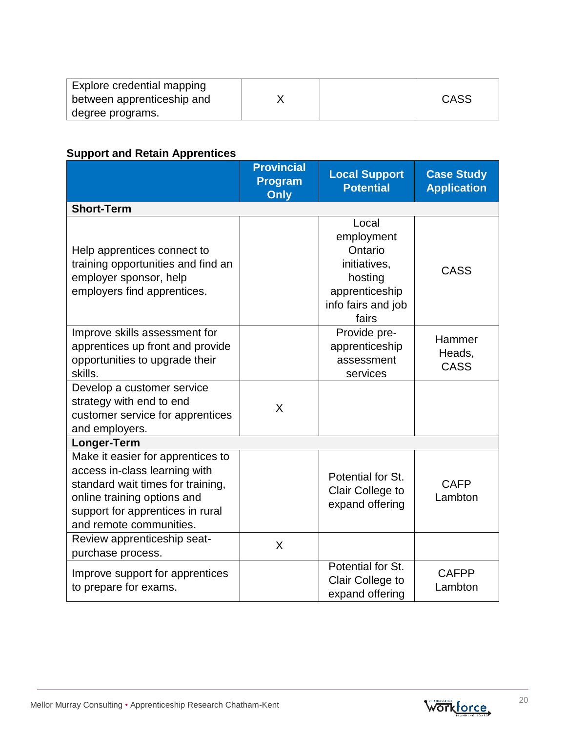| | | | |
|---|---|---|---|
| Explore credential mapping between apprenticeship and degree programs. | X | | CASS |

**Support and Retain Apprentices**

| | Provincial Program Only | Local Support Potential | Case Study Application |
|---|---|---|---|
| **Short-Term** | | | |
| Help apprentices connect to training opportunities and find an employer sponsor, help employers find apprentices. | | Local employment Ontario initiatives, hosting apprenticeship info fairs and job fairs | CASS |
| Improve skills assessment for apprentices up front and provide opportunities to upgrade their skills. | | Provide pre-apprenticeship assessment services | Hammer Heads, CASS |
| Develop a customer service strategy with end to end customer service for apprentices and employers. | X | | |
| **Longer-Term** | | | |
| Make it easier for apprentices to access in-class learning with standard wait times for training, online training options and support for apprentices in rural and remote communities. | | Potential for St. Clair College to expand offering | CAFP Lambton |
| Review apprenticeship seat-purchase process. | X | | |
| Improve support for apprentices to prepare for exams. | | Potential for St. Clair College to expand offering | CAFPP Lambton |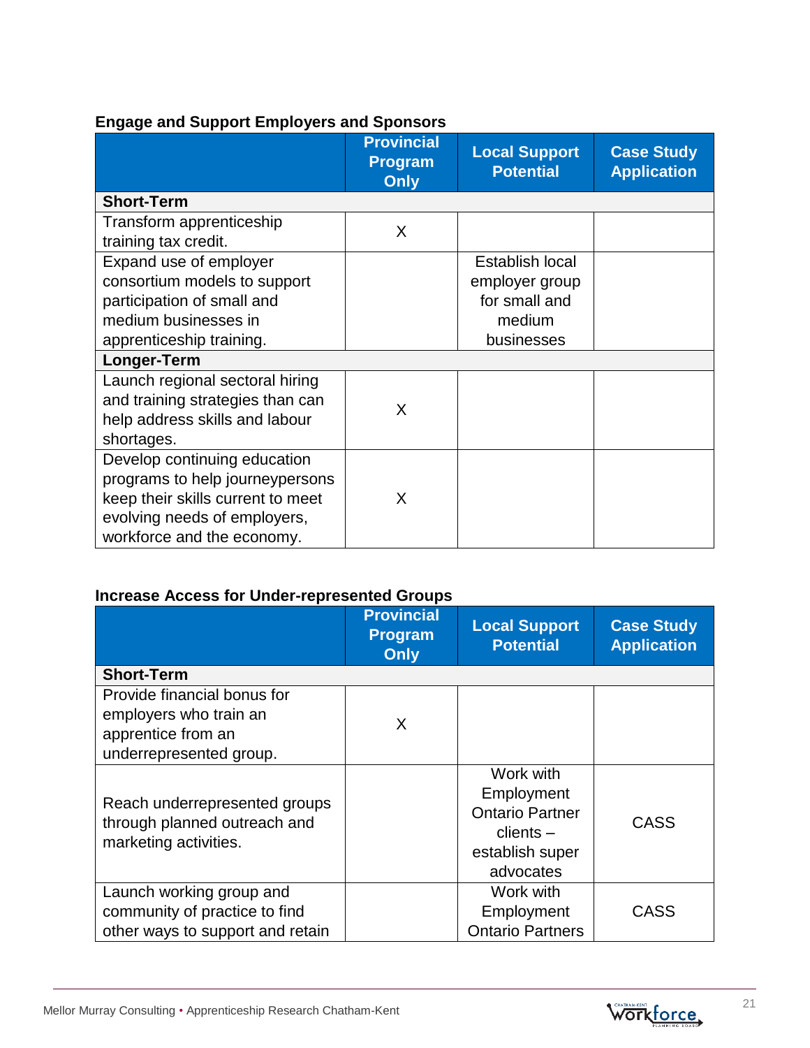### Engage and Support Employers and Sponsors

| | Provincial Program Only | Local Support Potential | Case Study Application |
|---|---|---|---|
| **Short-Term** | | | |
| Transform apprenticeship training tax credit. | X | | |
| Expand use of employer consortium models to support participation of small and medium businesses in apprenticeship training. | | Establish local employer group for small and medium businesses | |
| **Longer-Term** | | | |
| Launch regional sectoral hiring and training strategies than can help address skills and labour shortages. | X | | |
| Develop continuing education programs to help journeypersons keep their skills current to meet evolving needs of employers, workforce and the economy. | X | | |

### Increase Access for Under-represented Groups

| | Provincial Program Only | Local Support Potential | Case Study Application |
|---|---|---|---|
| **Short-Term** | | | |
| Provide financial bonus for employers who train an apprentice from an underrepresented group. | X | | |
| Reach underrepresented groups through planned outreach and marketing activities. | | Work with Employment Ontario Partner clients – establish super advocates | CASS |
| Launch working group and community of practice to find other ways to support and retain | | Work with Employment Ontario Partners | CASS |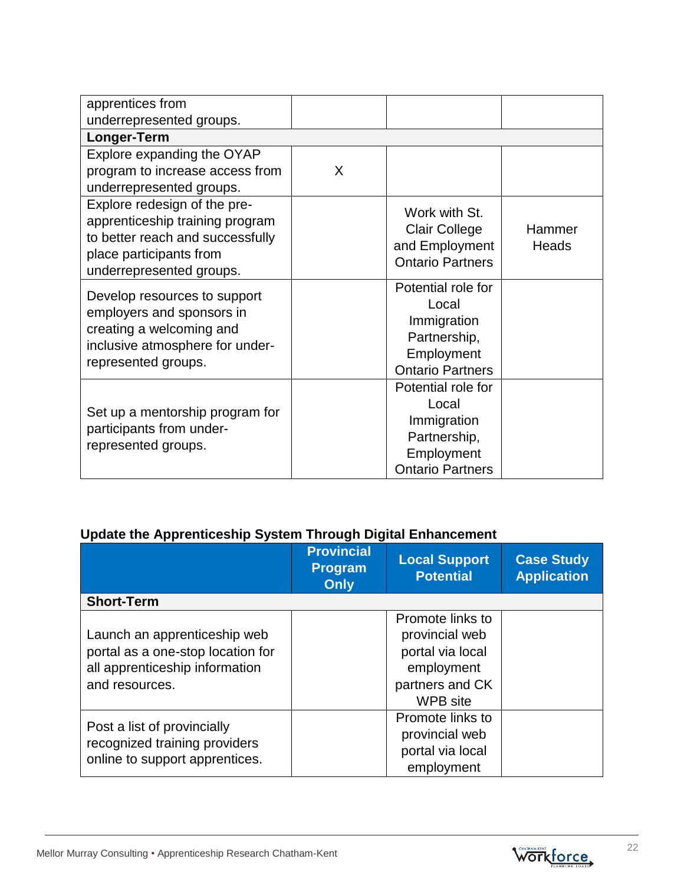| | | | |
|---|---|---|---|
| apprentices from underrepresented groups. | | | |
| **Longer-Term** | | | |
| Explore expanding the OYAP program to increase access from underrepresented groups. | X | | |
| Explore redesign of the pre-apprenticeship training program to better reach and successfully place participants from underrepresented groups. | | Work with St. Clair College and Employment Ontario Partners | Hammer Heads |
| Develop resources to support employers and sponsors in creating a welcoming and inclusive atmosphere for under-represented groups. | | Potential role for Local Immigration Partnership, Employment Ontario Partners | |
| Set up a mentorship program for participants from under-represented groups. | | Potential role for Local Immigration Partnership, Employment Ontario Partners | |

**Update the Apprenticeship System Through Digital Enhancement**

| | Provincial Program Only | Local Support Potential | Case Study Application |
|---|---|---|---|
| **Short-Term** | | | |
| Launch an apprenticeship web portal as a one-stop location for all apprenticeship information and resources. | | Promote links to provincial web portal via local employment partners and CK WPB site | |
| Post a list of provincially recognized training providers online to support apprentices. | | Promote links to provincial web portal via local employment | |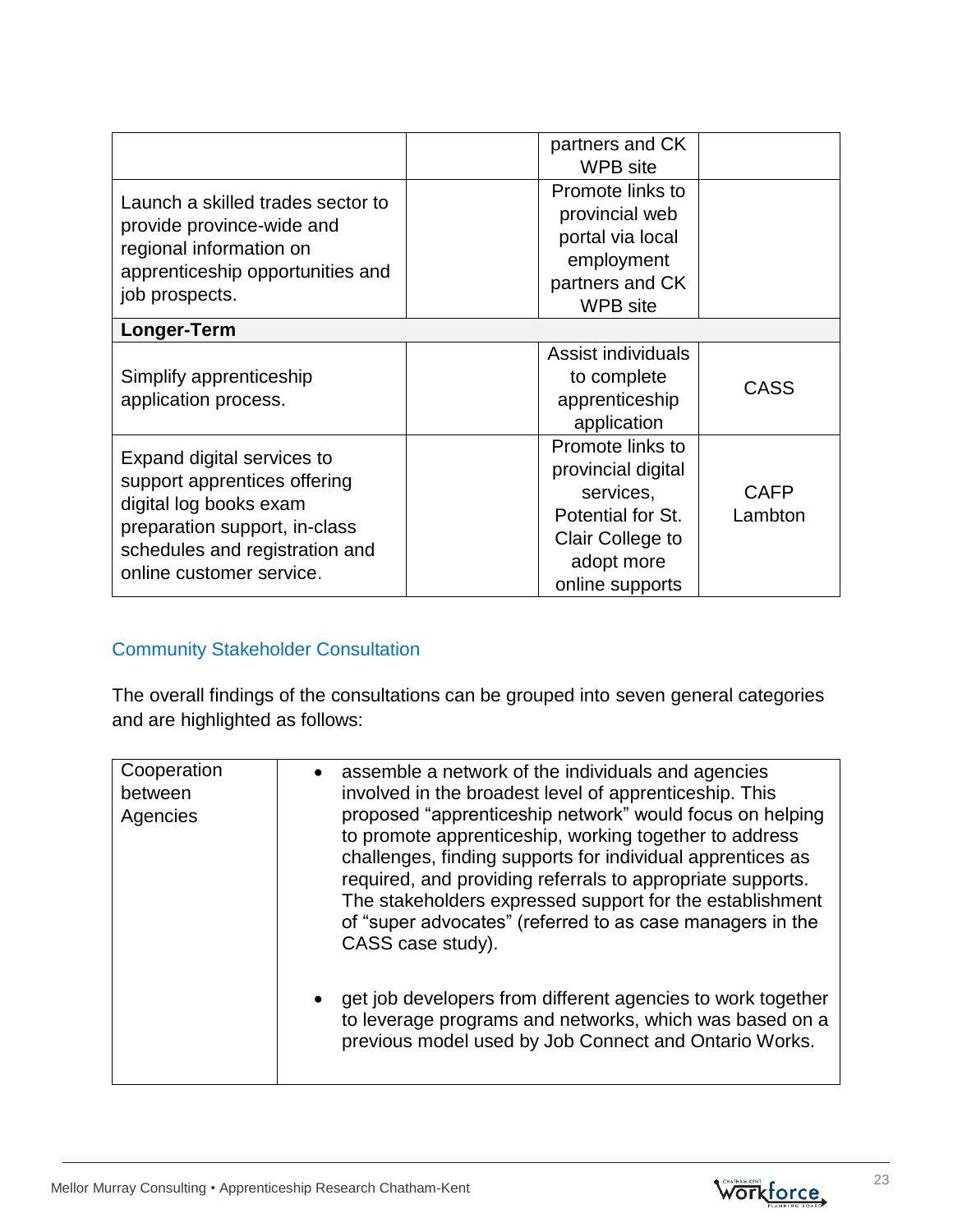| | | | |
|---|---|---|---|
| | | partners and CK WPB site | |
| Launch a skilled trades sector to provide province-wide and regional information on apprenticeship opportunities and job prospects. | | Promote links to provincial web portal via local employment partners and CK WPB site | |
| **Longer-Term** | | | |
| Simplify apprenticeship application process. | | Assist individuals to complete apprenticeship application | CASS |
| Expand digital services to support apprentices offering digital log books exam preparation support, in-class schedules and registration and online customer service. | | Promote links to provincial digital services, Potential for St. Clair College to adopt more online supports | CAFP Lambton |

## Community Stakeholder Consultation

The overall findings of the consultations can be grouped into seven general categories and are highlighted as follows:

| | |
|---|---|
| Cooperation between Agencies | • assemble a network of the individuals and agencies involved in the broadest level of apprenticeship. This proposed "apprenticeship network" would focus on helping to promote apprenticeship, working together to address challenges, finding supports for individual apprentices as required, and providing referrals to appropriate supports. The stakeholders expressed support for the establishment of "super advocates" (referred to as case managers in the CASS case study).<br><br>• get job developers from different agencies to work together to leverage programs and networks, which was based on a previous model used by Job Connect and Ontario Works. |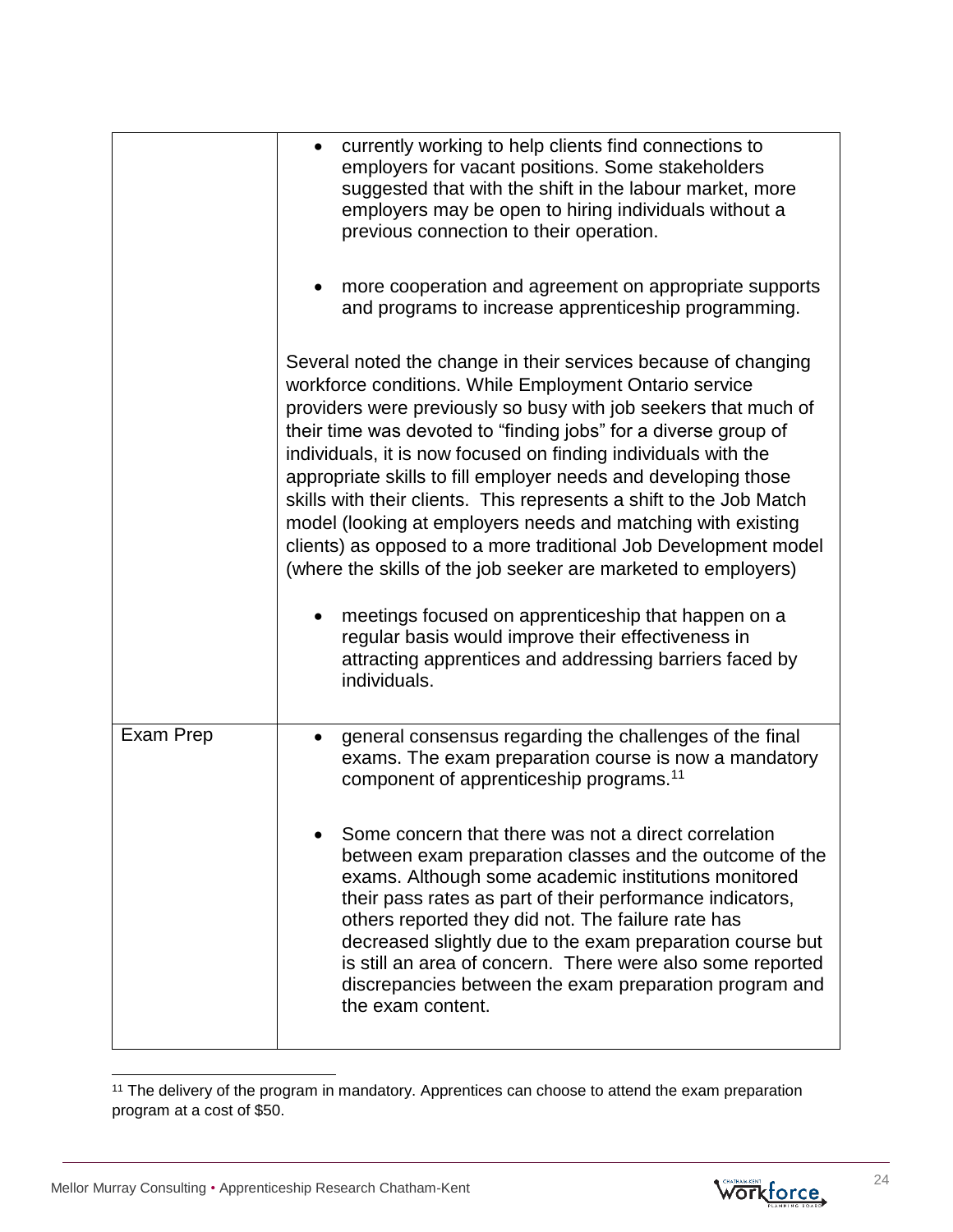| | |
|---|---|
| | • currently working to help clients find connections to employers for vacant positions. Some stakeholders suggested that with the shift in the labour market, more employers may be open to hiring individuals without a previous connection to their operation.<br><br>• more cooperation and agreement on appropriate supports and programs to increase apprenticeship programming.<br><br>Several noted the change in their services because of changing workforce conditions. While Employment Ontario service providers were previously so busy with job seekers that much of their time was devoted to "finding jobs" for a diverse group of individuals, it is now focused on finding individuals with the appropriate skills to fill employer needs and developing those skills with their clients. This represents a shift to the Job Match model (looking at employers needs and matching with existing clients) as opposed to a more traditional Job Development model (where the skills of the job seeker are marketed to employers)<br><br>• meetings focused on apprenticeship that happen on a regular basis would improve their effectiveness in attracting apprentices and addressing barriers faced by individuals. |
| Exam Prep | • general consensus regarding the challenges of the final exams. The exam preparation course is now a mandatory component of apprenticeship programs.[11]<br><br>• Some concern that there was not a direct correlation between exam preparation classes and the outcome of the exams. Although some academic institutions monitored their pass rates as part of their performance indicators, others reported they did not. The failure rate has decreased slightly due to the exam preparation course but is still an area of concern. There were also some reported discrepancies between the exam preparation program and the exam content. |

[11] The delivery of the program in mandatory. Apprentices can choose to attend the exam preparation program at a cost of $50.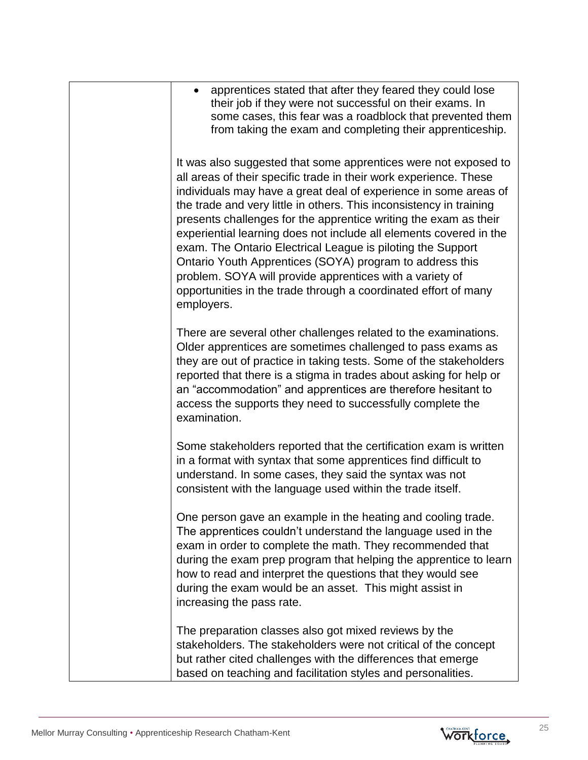|  | - apprentices stated that after they feared they could lose their job if they were not successful on their exams. In some cases, this fear was a roadblock that prevented them from taking the exam and completing their apprenticeship.<br><br>It was also suggested that some apprentices were not exposed to all areas of their specific trade in their work experience. These individuals may have a great deal of experience in some areas of the trade and very little in others. This inconsistency in training presents challenges for the apprentice writing the exam as their experiential learning does not include all elements covered in the exam. The Ontario Electrical League is piloting the Support Ontario Youth Apprentices (SOYA) program to address this problem. SOYA will provide apprentices with a variety of opportunities in the trade through a coordinated effort of many employers.<br><br>There are several other challenges related to the examinations. Older apprentices are sometimes challenged to pass exams as they are out of practice in taking tests. Some of the stakeholders reported that there is a stigma in trades about asking for help or an "accommodation" and apprentices are therefore hesitant to access the supports they need to successfully complete the examination.<br><br>Some stakeholders reported that the certification exam is written in a format with syntax that some apprentices find difficult to understand. In some cases, they said the syntax was not consistent with the language used within the trade itself.<br><br>One person gave an example in the heating and cooling trade. The apprentices couldn't understand the language used in the exam in order to complete the math. They recommended that during the exam prep program that helping the apprentice to learn how to read and interpret the questions that they would see during the exam would be an asset. This might assist in increasing the pass rate.<br><br>The preparation classes also got mixed reviews by the stakeholders. The stakeholders were not critical of the concept but rather cited challenges with the differences that emerge based on teaching and facilitation styles and personalities. |
|---|---|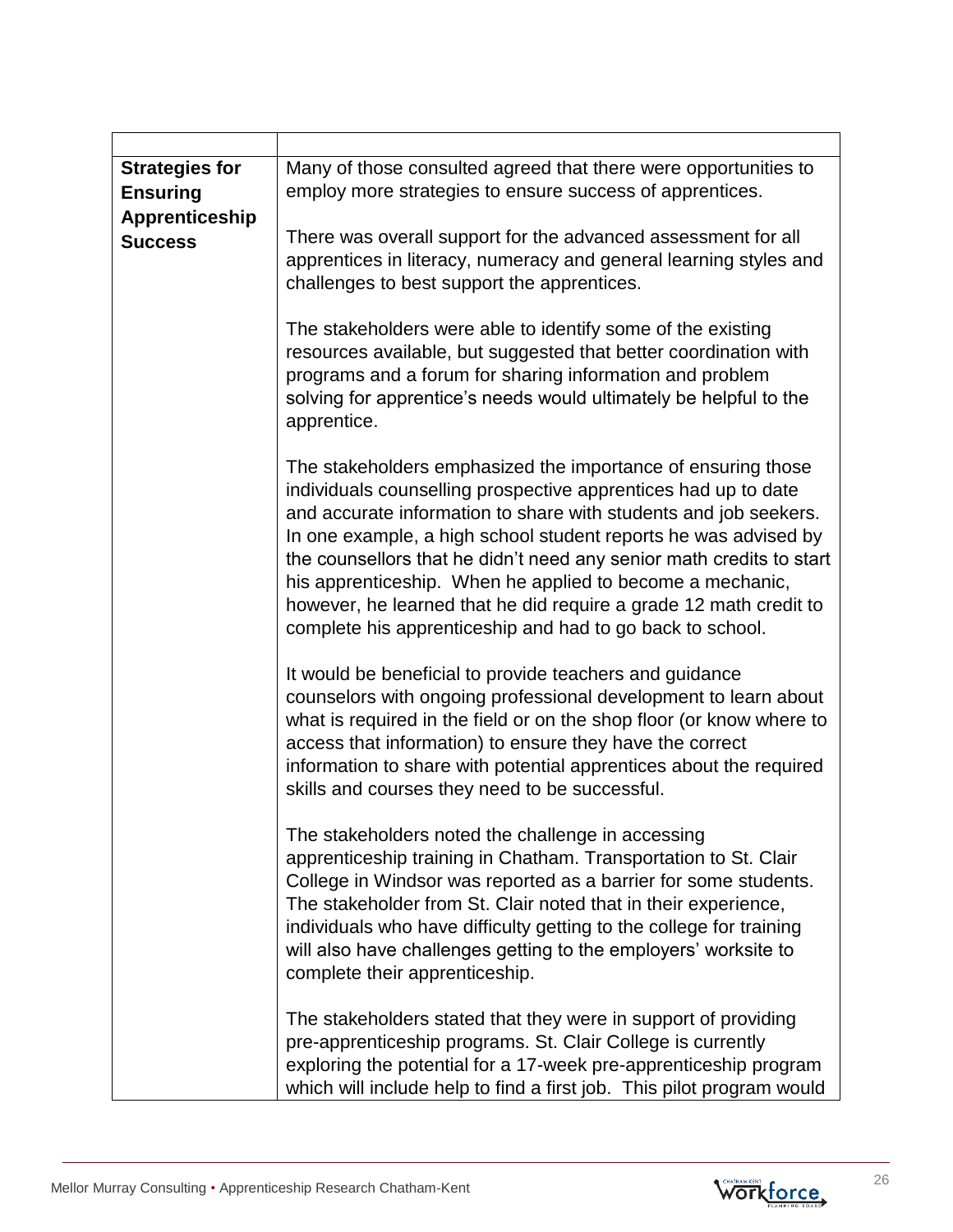| | |
|---|---|
| **Strategies for Ensuring Apprenticeship Success** | Many of those consulted agreed that there were opportunities to employ more strategies to ensure success of apprentices.<br><br>There was overall support for the advanced assessment for all apprentices in literacy, numeracy and general learning styles and challenges to best support the apprentices.<br><br>The stakeholders were able to identify some of the existing resources available, but suggested that better coordination with programs and a forum for sharing information and problem solving for apprentice's needs would ultimately be helpful to the apprentice.<br><br>The stakeholders emphasized the importance of ensuring those individuals counselling prospective apprentices had up to date and accurate information to share with students and job seekers. In one example, a high school student reports he was advised by the counsellors that he didn't need any senior math credits to start his apprenticeship. When he applied to become a mechanic, however, he learned that he did require a grade 12 math credit to complete his apprenticeship and had to go back to school.<br><br>It would be beneficial to provide teachers and guidance counselors with ongoing professional development to learn about what is required in the field or on the shop floor (or know where to access that information) to ensure they have the correct information to share with potential apprentices about the required skills and courses they need to be successful.<br><br>The stakeholders noted the challenge in accessing apprenticeship training in Chatham. Transportation to St. Clair College in Windsor was reported as a barrier for some students. The stakeholder from St. Clair noted that in their experience, individuals who have difficulty getting to the college for training will also have challenges getting to the employers' worksite to complete their apprenticeship.<br><br>The stakeholders stated that they were in support of providing pre-apprenticeship programs. St. Clair College is currently exploring the potential for a 17-week pre-apprenticeship program which will include help to find a first job. This pilot program would |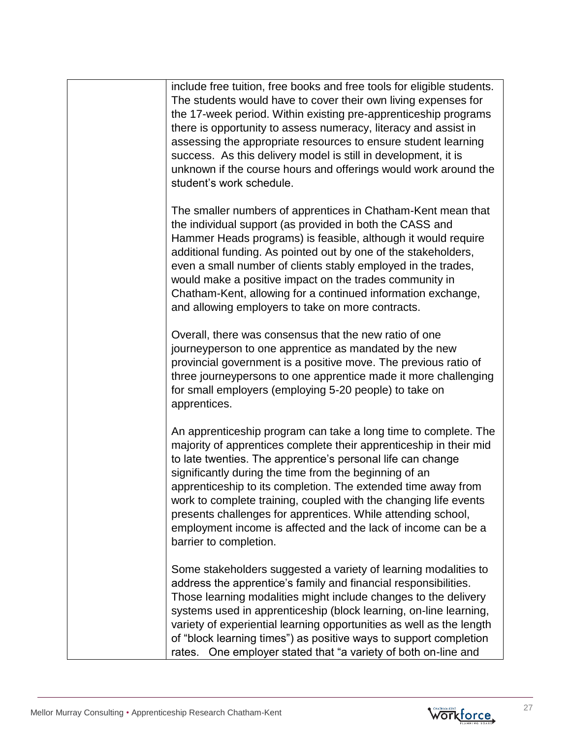| | |
|---|---|
| | include free tuition, free books and free tools for eligible students. The students would have to cover their own living expenses for the 17-week period. Within existing pre-apprenticeship programs there is opportunity to assess numeracy, literacy and assist in assessing the appropriate resources to ensure student learning success. As this delivery model is still in development, it is unknown if the course hours and offerings would work around the student's work schedule.<br><br>The smaller numbers of apprentices in Chatham-Kent mean that the individual support (as provided in both the CASS and Hammer Heads programs) is feasible, although it would require additional funding. As pointed out by one of the stakeholders, even a small number of clients stably employed in the trades, would make a positive impact on the trades community in Chatham-Kent, allowing for a continued information exchange, and allowing employers to take on more contracts.<br><br>Overall, there was consensus that the new ratio of one journeyperson to one apprentice as mandated by the new provincial government is a positive move. The previous ratio of three journeypersons to one apprentice made it more challenging for small employers (employing 5-20 people) to take on apprentices.<br><br>An apprenticeship program can take a long time to complete. The majority of apprentices complete their apprenticeship in their mid to late twenties. The apprentice's personal life can change significantly during the time from the beginning of an apprenticeship to its completion. The extended time away from work to complete training, coupled with the changing life events presents challenges for apprentices. While attending school, employment income is affected and the lack of income can be a barrier to completion.<br><br>Some stakeholders suggested a variety of learning modalities to address the apprentice's family and financial responsibilities. Those learning modalities might include changes to the delivery systems used in apprenticeship (block learning, on-line learning, variety of experiential learning opportunities as well as the length of "block learning times") as positive ways to support completion rates. One employer stated that "a variety of both on-line and |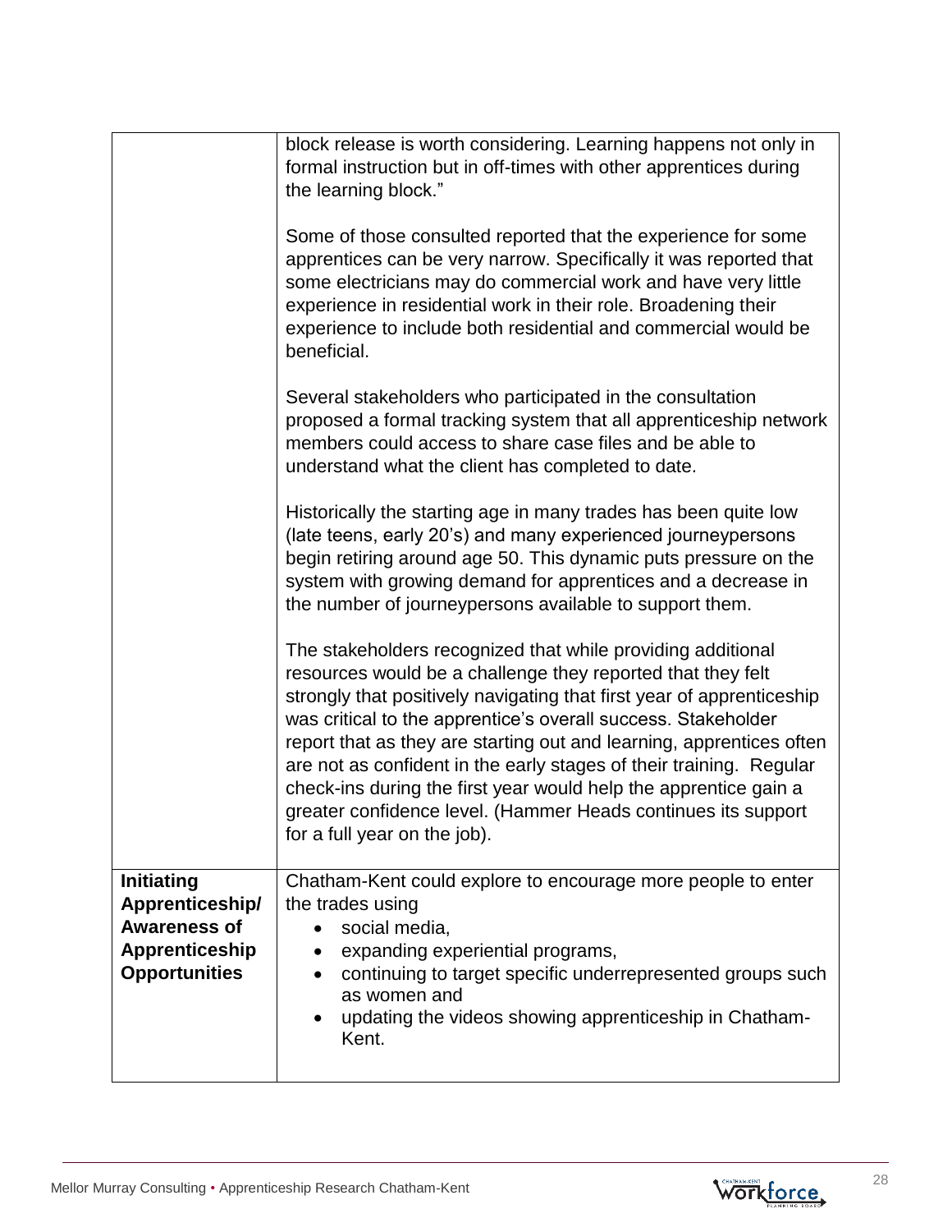| | |
|---|---|
| | block release is worth considering. Learning happens not only in formal instruction but in off-times with other apprentices during the learning block."<br><br>Some of those consulted reported that the experience for some apprentices can be very narrow. Specifically it was reported that some electricians may do commercial work and have very little experience in residential work in their role. Broadening their experience to include both residential and commercial would be beneficial.<br><br>Several stakeholders who participated in the consultation proposed a formal tracking system that all apprenticeship network members could access to share case files and be able to understand what the client has completed to date.<br><br>Historically the starting age in many trades has been quite low (late teens, early 20's) and many experienced journeypersons begin retiring around age 50. This dynamic puts pressure on the system with growing demand for apprentices and a decrease in the number of journeypersons available to support them.<br><br>The stakeholders recognized that while providing additional resources would be a challenge they reported that they felt strongly that positively navigating that first year of apprenticeship was critical to the apprentice's overall success. Stakeholder report that as they are starting out and learning, apprentices often are not as confident in the early stages of their training. Regular check-ins during the first year would help the apprentice gain a greater confidence level. (Hammer Heads continues its support for a full year on the job). |
| **Initiating Apprenticeship/ Awareness of Apprenticeship Opportunities** | Chatham-Kent could explore to encourage more people to enter the trades using<br>• social media,<br>• expanding experiential programs,<br>• continuing to target specific underrepresented groups such as women and<br>• updating the videos showing apprenticeship in Chatham-Kent. |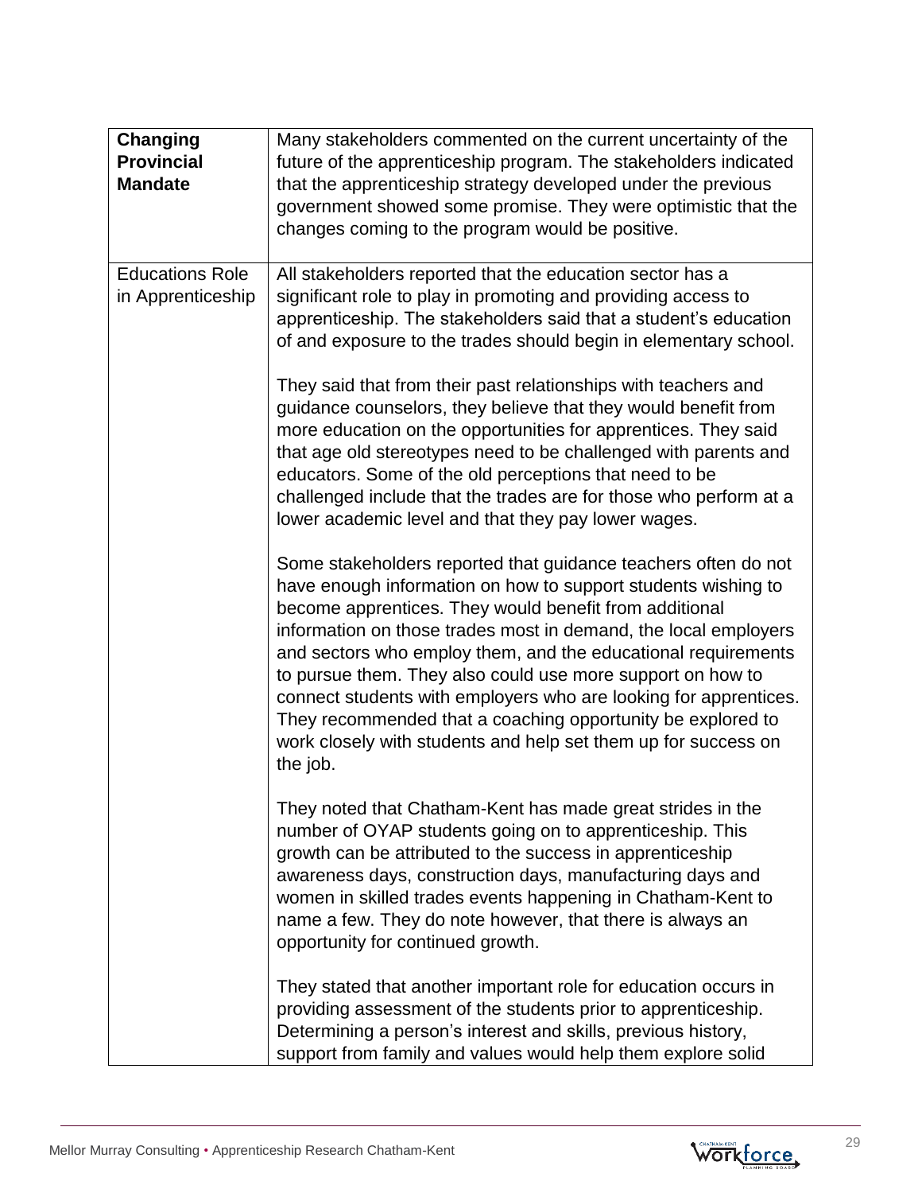| **Changing Provincial Mandate** | Many stakeholders commented on the current uncertainty of the future of the apprenticeship program. The stakeholders indicated that the apprenticeship strategy developed under the previous government showed some promise. They were optimistic that the changes coming to the program would be positive. |
|---|---|
| Educations Role in Apprenticeship | All stakeholders reported that the education sector has a significant role to play in promoting and providing access to apprenticeship. The stakeholders said that a student's education of and exposure to the trades should begin in elementary school.<br><br>They said that from their past relationships with teachers and guidance counselors, they believe that they would benefit from more education on the opportunities for apprentices. They said that age old stereotypes need to be challenged with parents and educators. Some of the old perceptions that need to be challenged include that the trades are for those who perform at a lower academic level and that they pay lower wages.<br><br>Some stakeholders reported that guidance teachers often do not have enough information on how to support students wishing to become apprentices. They would benefit from additional information on those trades most in demand, the local employers and sectors who employ them, and the educational requirements to pursue them. They also could use more support on how to connect students with employers who are looking for apprentices. They recommended that a coaching opportunity be explored to work closely with students and help set them up for success on the job.<br><br>They noted that Chatham-Kent has made great strides in the number of OYAP students going on to apprenticeship. This growth can be attributed to the success in apprenticeship awareness days, construction days, manufacturing days and women in skilled trades events happening in Chatham-Kent to name a few. They do note however, that there is always an opportunity for continued growth.<br><br>They stated that another important role for education occurs in providing assessment of the students prior to apprenticeship. Determining a person's interest and skills, previous history, support from family and values would help them explore solid |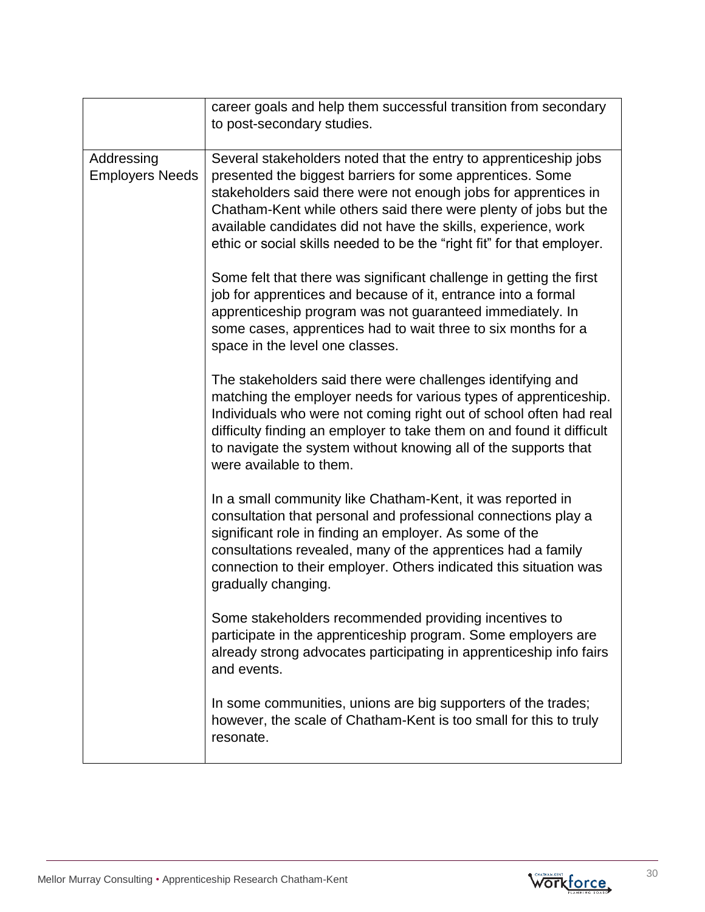| | |
|---|---|
| | career goals and help them successful transition from secondary to post-secondary studies. |
| Addressing Employers Needs | Several stakeholders noted that the entry to apprenticeship jobs presented the biggest barriers for some apprentices. Some stakeholders said there were not enough jobs for apprentices in Chatham-Kent while others said there were plenty of jobs but the available candidates did not have the skills, experience, work ethic or social skills needed to be the "right fit" for that employer.<br><br>Some felt that there was significant challenge in getting the first job for apprentices and because of it, entrance into a formal apprenticeship program was not guaranteed immediately. In some cases, apprentices had to wait three to six months for a space in the level one classes.<br><br>The stakeholders said there were challenges identifying and matching the employer needs for various types of apprenticeship. Individuals who were not coming right out of school often had real difficulty finding an employer to take them on and found it difficult to navigate the system without knowing all of the supports that were available to them.<br><br>In a small community like Chatham-Kent, it was reported in consultation that personal and professional connections play a significant role in finding an employer. As some of the consultations revealed, many of the apprentices had a family connection to their employer. Others indicated this situation was gradually changing.<br><br>Some stakeholders recommended providing incentives to participate in the apprenticeship program. Some employers are already strong advocates participating in apprenticeship info fairs and events.<br><br>In some communities, unions are big supporters of the trades; however, the scale of Chatham-Kent is too small for this to truly resonate. |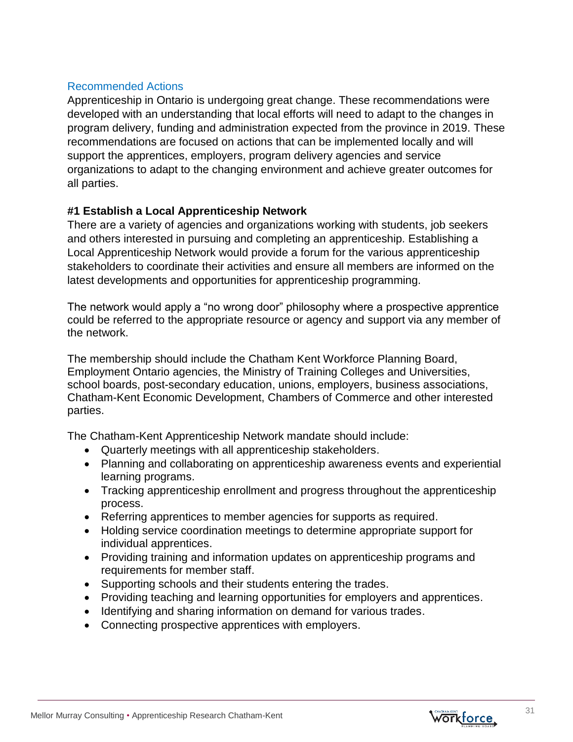## Recommended Actions

Apprenticeship in Ontario is undergoing great change. These recommendations were developed with an understanding that local efforts will need to adapt to the changes in program delivery, funding and administration expected from the province in 2019. These recommendations are focused on actions that can be implemented locally and will support the apprentices, employers, program delivery agencies and service organizations to adapt to the changing environment and achieve greater outcomes for all parties.

### #1 Establish a Local Apprenticeship Network

There are a variety of agencies and organizations working with students, job seekers and others interested in pursuing and completing an apprenticeship. Establishing a Local Apprenticeship Network would provide a forum for the various apprenticeship stakeholders to coordinate their activities and ensure all members are informed on the latest developments and opportunities for apprenticeship programming.

The network would apply a "no wrong door" philosophy where a prospective apprentice could be referred to the appropriate resource or agency and support via any member of the network.

The membership should include the Chatham Kent Workforce Planning Board, Employment Ontario agencies, the Ministry of Training Colleges and Universities, school boards, post-secondary education, unions, employers, business associations, Chatham-Kent Economic Development, Chambers of Commerce and other interested parties.

The Chatham-Kent Apprenticeship Network mandate should include:

- Quarterly meetings with all apprenticeship stakeholders.
- Planning and collaborating on apprenticeship awareness events and experiential learning programs.
- Tracking apprenticeship enrollment and progress throughout the apprenticeship process.
- Referring apprentices to member agencies for supports as required.
- Holding service coordination meetings to determine appropriate support for individual apprentices.
- Providing training and information updates on apprenticeship programs and requirements for member staff.
- Supporting schools and their students entering the trades.
- Providing teaching and learning opportunities for employers and apprentices.
- Identifying and sharing information on demand for various trades.
- Connecting prospective apprentices with employers.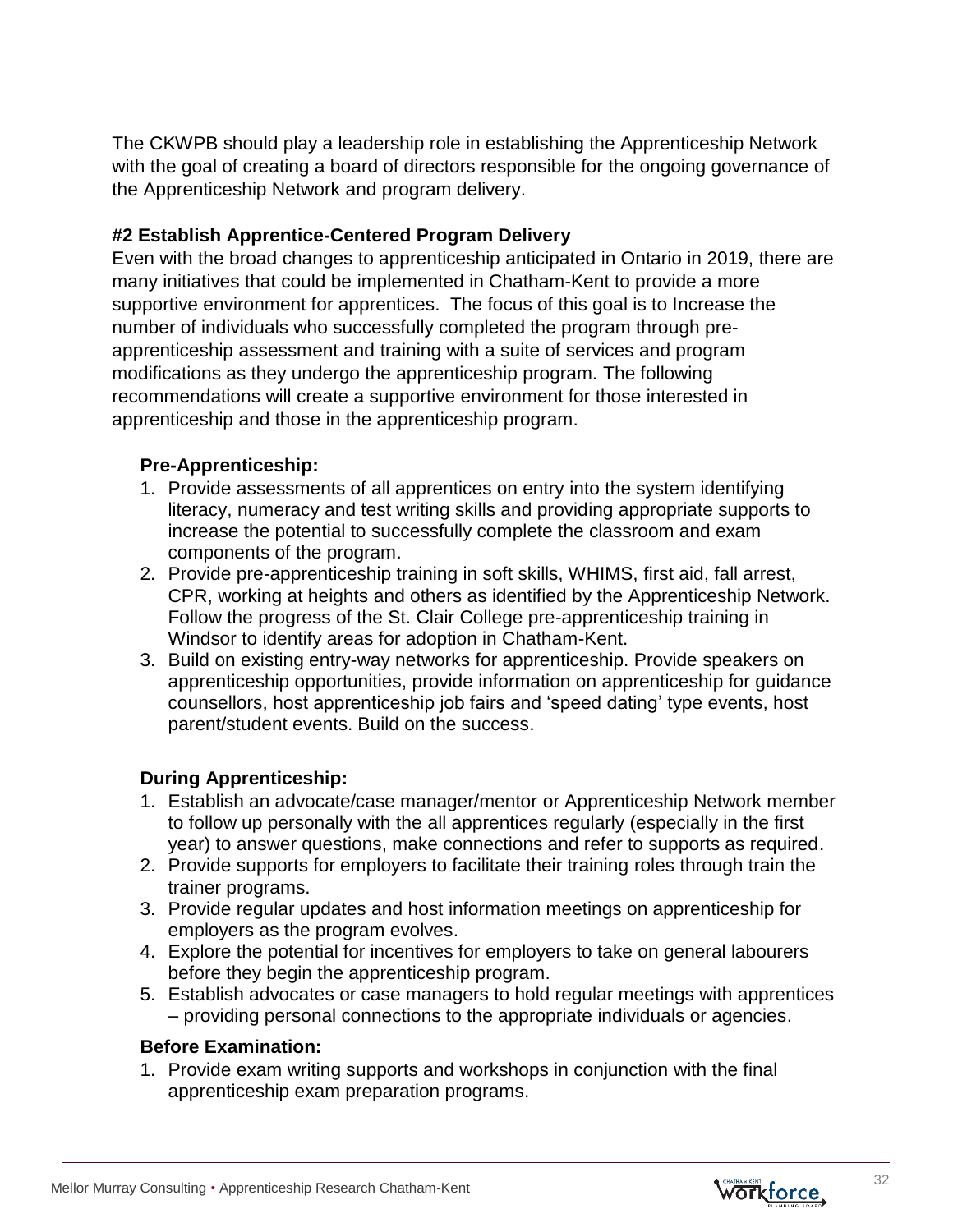The CKWPB should play a leadership role in establishing the Apprenticeship Network with the goal of creating a board of directors responsible for the ongoing governance of the Apprenticeship Network and program delivery.

**#2 Establish Apprentice-Centered Program Delivery**

Even with the broad changes to apprenticeship anticipated in Ontario in 2019, there are many initiatives that could be implemented in Chatham-Kent to provide a more supportive environment for apprentices. The focus of this goal is to Increase the number of individuals who successfully completed the program through pre-apprenticeship assessment and training with a suite of services and program modifications as they undergo the apprenticeship program. The following recommendations will create a supportive environment for those interested in apprenticeship and those in the apprenticeship program.

**Pre-Apprenticeship:**

1. Provide assessments of all apprentices on entry into the system identifying literacy, numeracy and test writing skills and providing appropriate supports to increase the potential to successfully complete the classroom and exam components of the program.
2. Provide pre-apprenticeship training in soft skills, WHIMS, first aid, fall arrest, CPR, working at heights and others as identified by the Apprenticeship Network. Follow the progress of the St. Clair College pre-apprenticeship training in Windsor to identify areas for adoption in Chatham-Kent.
3. Build on existing entry-way networks for apprenticeship. Provide speakers on apprenticeship opportunities, provide information on apprenticeship for guidance counsellors, host apprenticeship job fairs and 'speed dating' type events, host parent/student events. Build on the success.

**During Apprenticeship:**

1. Establish an advocate/case manager/mentor or Apprenticeship Network member to follow up personally with the all apprentices regularly (especially in the first year) to answer questions, make connections and refer to supports as required.
2. Provide supports for employers to facilitate their training roles through train the trainer programs.
3. Provide regular updates and host information meetings on apprenticeship for employers as the program evolves.
4. Explore the potential for incentives for employers to take on general labourers before they begin the apprenticeship program.
5. Establish advocates or case managers to hold regular meetings with apprentices – providing personal connections to the appropriate individuals or agencies.

**Before Examination:**

1. Provide exam writing supports and workshops in conjunction with the final apprenticeship exam preparation programs.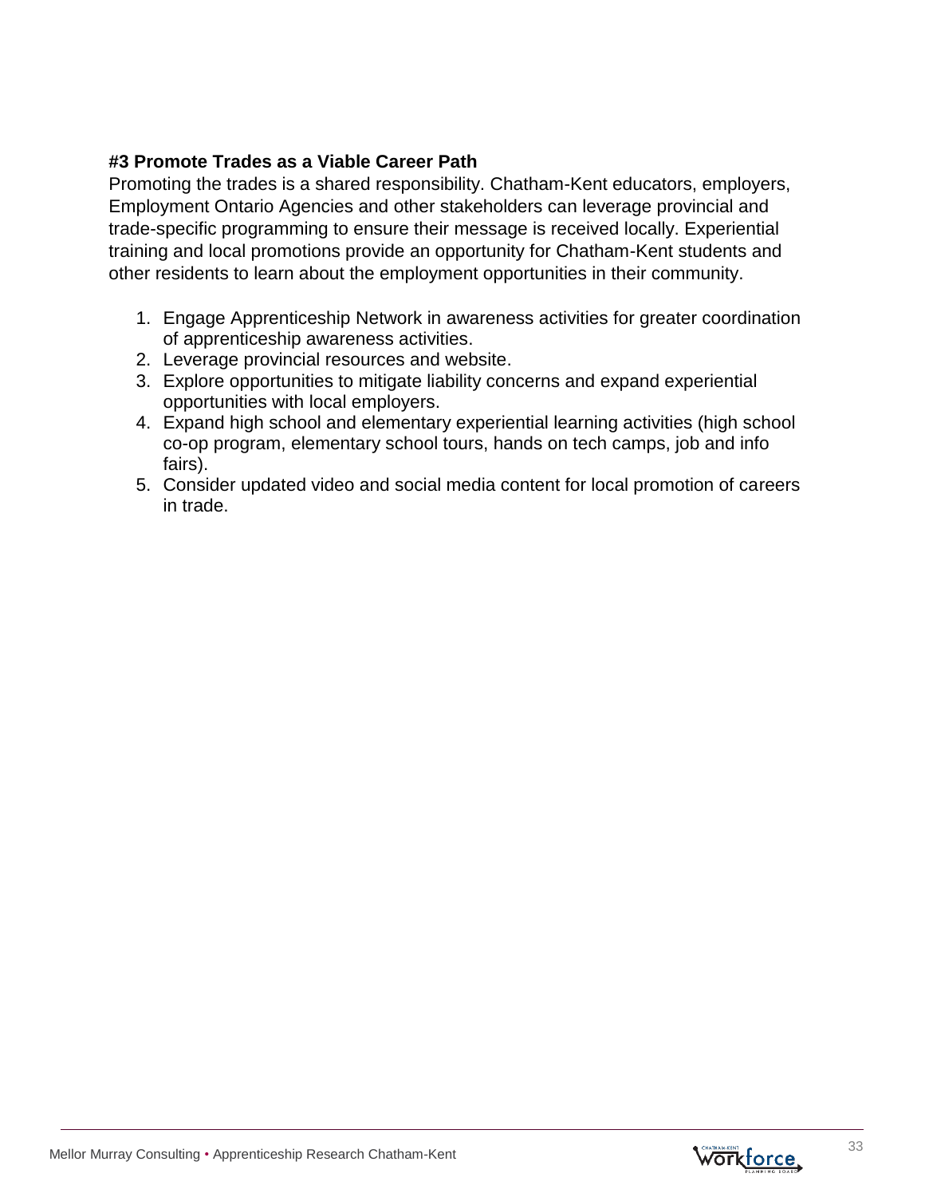### #3 Promote Trades as a Viable Career Path

Promoting the trades is a shared responsibility. Chatham-Kent educators, employers, Employment Ontario Agencies and other stakeholders can leverage provincial and trade-specific programming to ensure their message is received locally. Experiential training and local promotions provide an opportunity for Chatham-Kent students and other residents to learn about the employment opportunities in their community.

1. Engage Apprenticeship Network in awareness activities for greater coordination of apprenticeship awareness activities.
2. Leverage provincial resources and website.
3. Explore opportunities to mitigate liability concerns and expand experiential opportunities with local employers.
4. Expand high school and elementary experiential learning activities (high school co-op program, elementary school tours, hands on tech camps, job and info fairs).
5. Consider updated video and social media content for local promotion of careers in trade.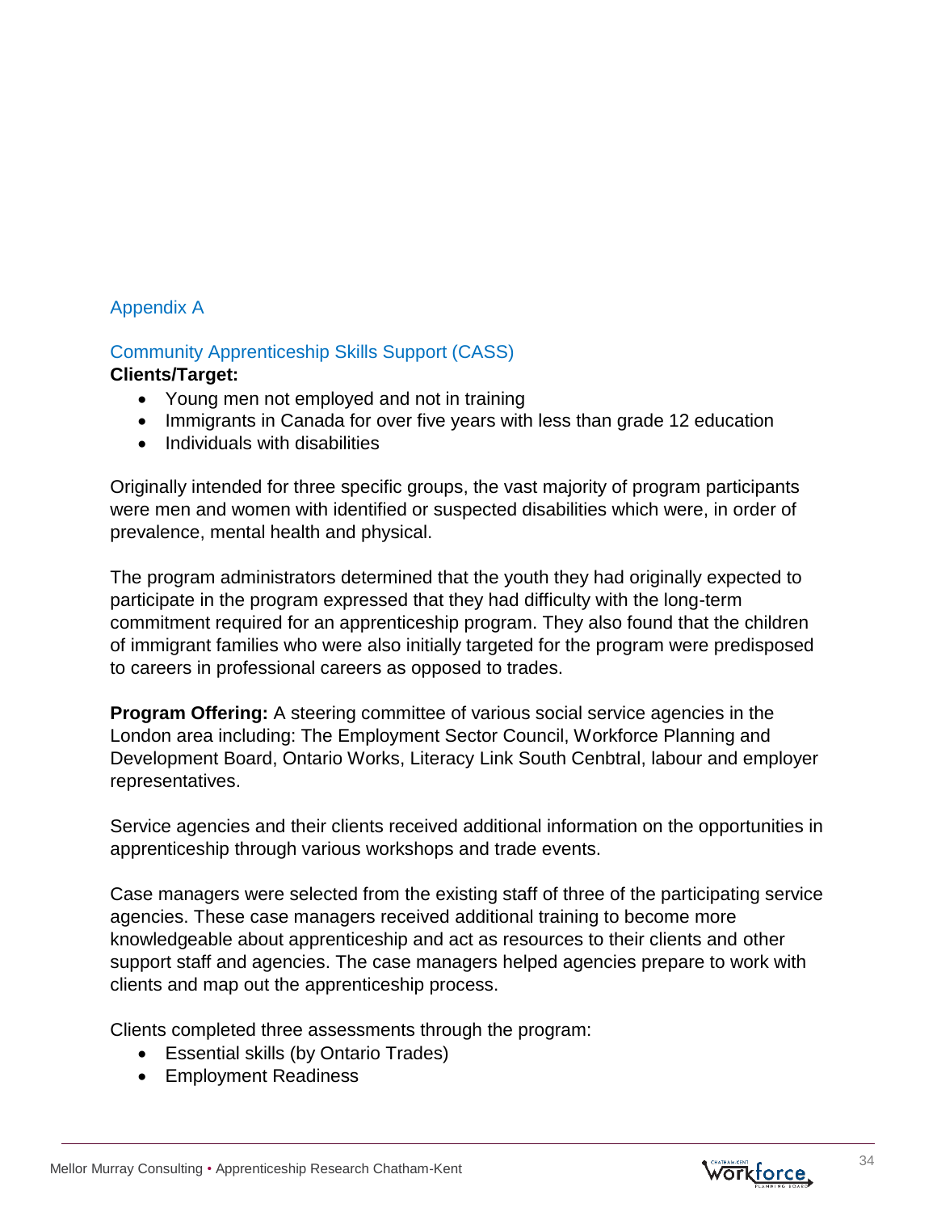## Appendix A

### Community Apprenticeship Skills Support (CASS)

**Clients/Target:**

- Young men not employed and not in training
- Immigrants in Canada for over five years with less than grade 12 education
- Individuals with disabilities

Originally intended for three specific groups, the vast majority of program participants were men and women with identified or suspected disabilities which were, in order of prevalence, mental health and physical.

The program administrators determined that the youth they had originally expected to participate in the program expressed that they had difficulty with the long-term commitment required for an apprenticeship program. They also found that the children of immigrant families who were also initially targeted for the program were predisposed to careers in professional careers as opposed to trades.

**Program Offering:** A steering committee of various social service agencies in the London area including: The Employment Sector Council, Workforce Planning and Development Board, Ontario Works, Literacy Link South Cenbtral, labour and employer representatives.

Service agencies and their clients received additional information on the opportunities in apprenticeship through various workshops and trade events.

Case managers were selected from the existing staff of three of the participating service agencies. These case managers received additional training to become more knowledgeable about apprenticeship and act as resources to their clients and other support staff and agencies. The case managers helped agencies prepare to work with clients and map out the apprenticeship process.

Clients completed three assessments through the program:

- Essential skills (by Ontario Trades)
- Employment Readiness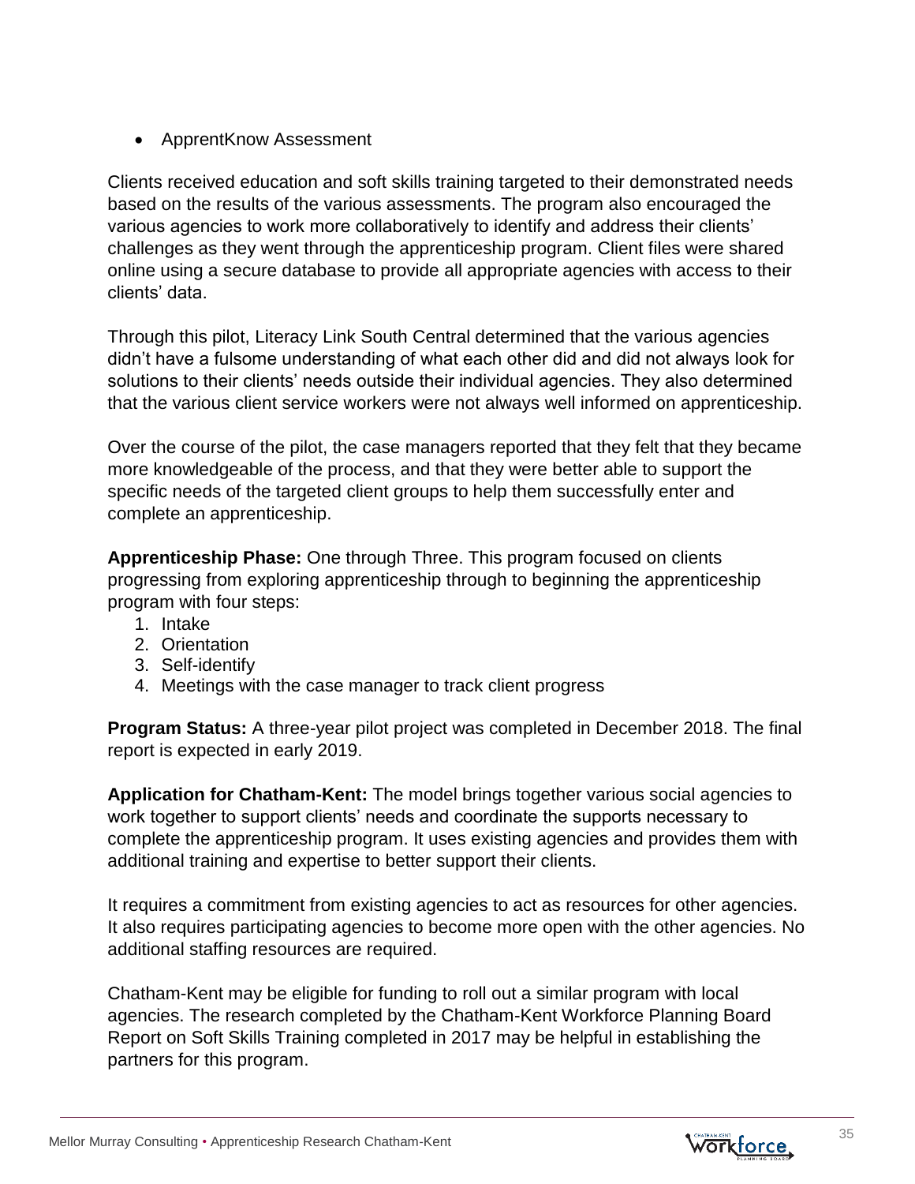- ApprentKnow Assessment

Clients received education and soft skills training targeted to their demonstrated needs based on the results of the various assessments. The program also encouraged the various agencies to work more collaboratively to identify and address their clients' challenges as they went through the apprenticeship program. Client files were shared online using a secure database to provide all appropriate agencies with access to their clients' data.

Through this pilot, Literacy Link South Central determined that the various agencies didn't have a fulsome understanding of what each other did and did not always look for solutions to their clients' needs outside their individual agencies. They also determined that the various client service workers were not always well informed on apprenticeship.

Over the course of the pilot, the case managers reported that they felt that they became more knowledgeable of the process, and that they were better able to support the specific needs of the targeted client groups to help them successfully enter and complete an apprenticeship.

**Apprenticeship Phase:** One through Three. This program focused on clients progressing from exploring apprenticeship through to beginning the apprenticeship program with four steps:

1. Intake
2. Orientation
3. Self-identify
4. Meetings with the case manager to track client progress

**Program Status:** A three-year pilot project was completed in December 2018. The final report is expected in early 2019.

**Application for Chatham-Kent:** The model brings together various social agencies to work together to support clients' needs and coordinate the supports necessary to complete the apprenticeship program. It uses existing agencies and provides them with additional training and expertise to better support their clients.

It requires a commitment from existing agencies to act as resources for other agencies. It also requires participating agencies to become more open with the other agencies. No additional staffing resources are required.

Chatham-Kent may be eligible for funding to roll out a similar program with local agencies. The research completed by the Chatham-Kent Workforce Planning Board Report on Soft Skills Training completed in 2017 may be helpful in establishing the partners for this program.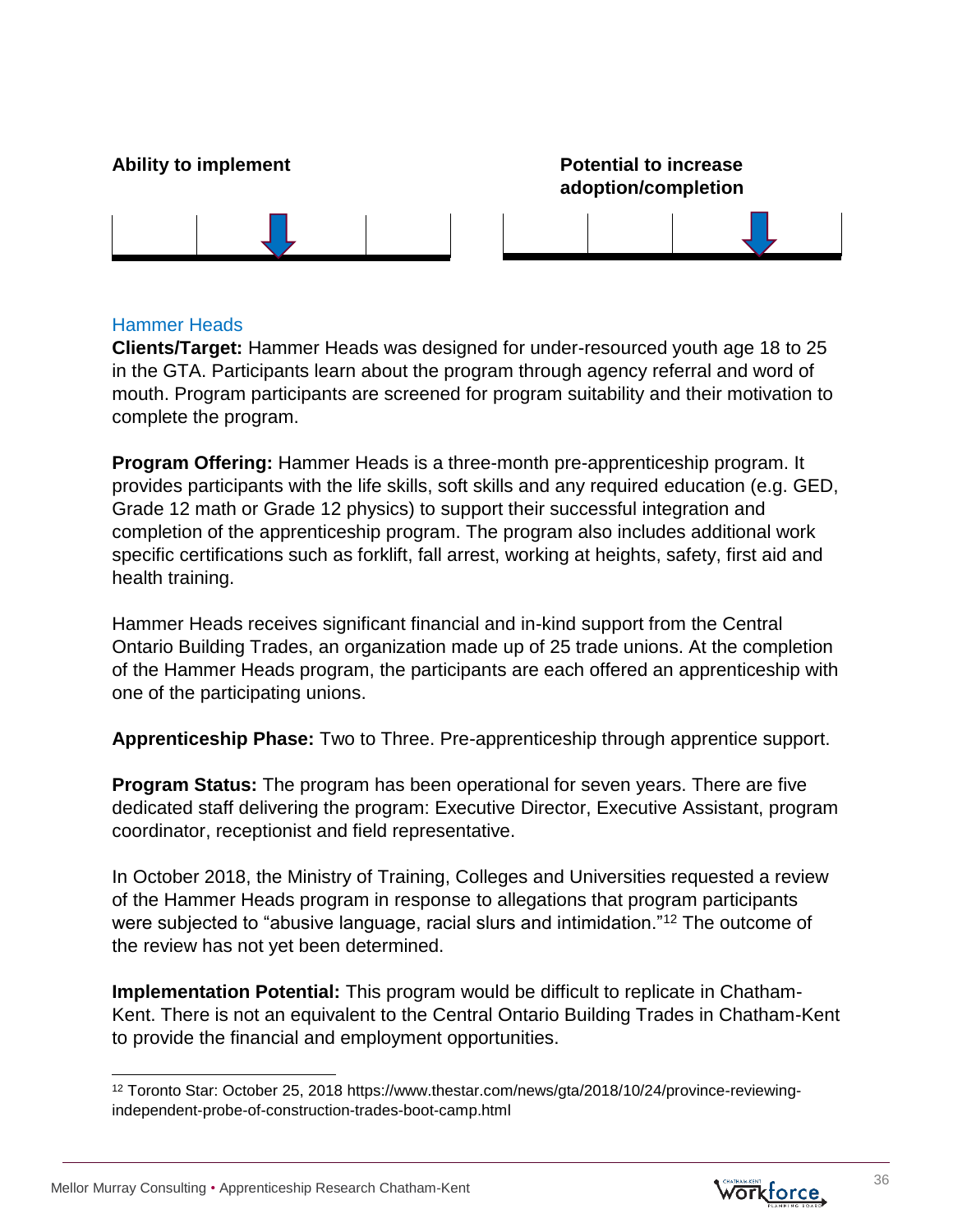**Ability to implement**

**Potential to increase adoption/completion**

### Hammer Heads

**Clients/Target:** Hammer Heads was designed for under-resourced youth age 18 to 25 in the GTA. Participants learn about the program through agency referral and word of mouth. Program participants are screened for program suitability and their motivation to complete the program.

**Program Offering:** Hammer Heads is a three-month pre-apprenticeship program. It provides participants with the life skills, soft skills and any required education (e.g. GED, Grade 12 math or Grade 12 physics) to support their successful integration and completion of the apprenticeship program. The program also includes additional work specific certifications such as forklift, fall arrest, working at heights, safety, first aid and health training.

Hammer Heads receives significant financial and in-kind support from the Central Ontario Building Trades, an organization made up of 25 trade unions. At the completion of the Hammer Heads program, the participants are each offered an apprenticeship with one of the participating unions.

**Apprenticeship Phase:** Two to Three. Pre-apprenticeship through apprentice support.

**Program Status:** The program has been operational for seven years. There are five dedicated staff delivering the program: Executive Director, Executive Assistant, program coordinator, receptionist and field representative.

In October 2018, the Ministry of Training, Colleges and Universities requested a review of the Hammer Heads program in response to allegations that program participants were subjected to "abusive language, racial slurs and intimidation."[12] The outcome of the review has not yet been determined.

**Implementation Potential:** This program would be difficult to replicate in Chatham-Kent. There is not an equivalent to the Central Ontario Building Trades in Chatham-Kent to provide the financial and employment opportunities.

---

[12] Toronto Star: October 25, 2018 https://www.thestar.com/news/gta/2018/10/24/province-reviewing-independent-probe-of-construction-trades-boot-camp.html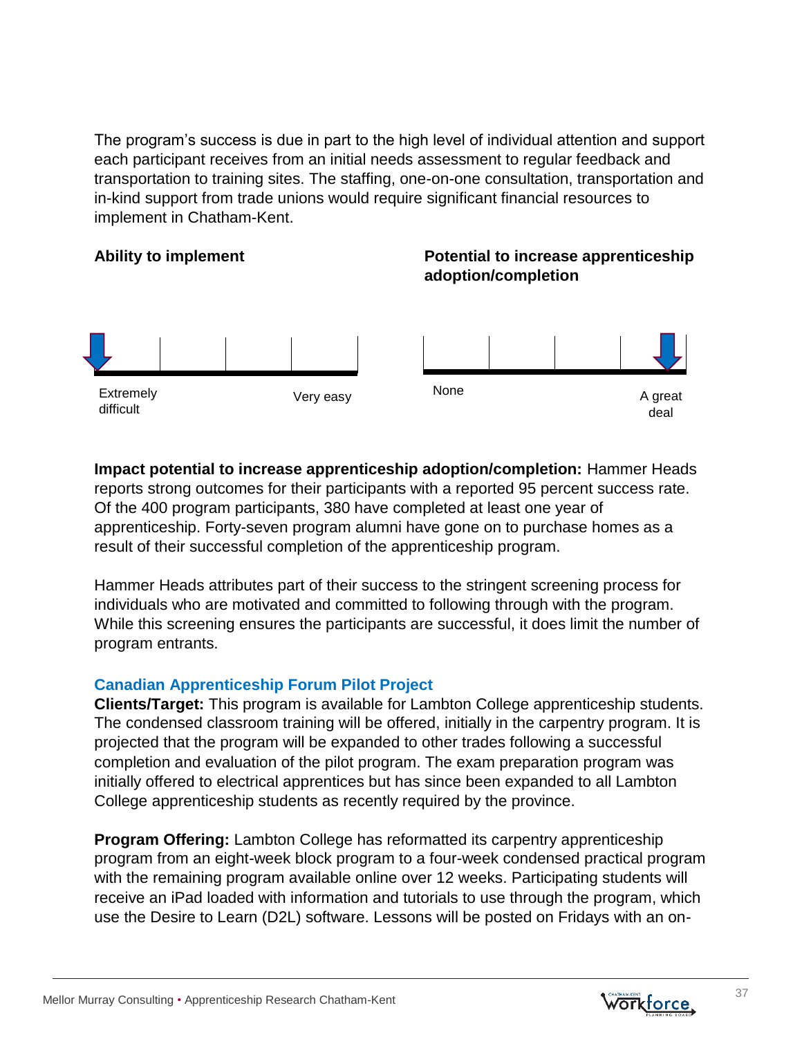The program's success is due in part to the high level of individual attention and support each participant receives from an initial needs assessment to regular feedback and transportation to training sites. The staffing, one-on-one consultation, transportation and in-kind support from trade unions would require significant financial resources to implement in Chatham-Kent.

**Ability to implement**

Extremely difficult — Very easy

**Potential to increase apprenticeship adoption/completion**

None — A great deal

**Impact potential to increase apprenticeship adoption/completion:** Hammer Heads reports strong outcomes for their participants with a reported 95 percent success rate. Of the 400 program participants, 380 have completed at least one year of apprenticeship. Forty-seven program alumni have gone on to purchase homes as a result of their successful completion of the apprenticeship program.

Hammer Heads attributes part of their success to the stringent screening process for individuals who are motivated and committed to following through with the program. While this screening ensures the participants are successful, it does limit the number of program entrants.

### Canadian Apprenticeship Forum Pilot Project

**Clients/Target:** This program is available for Lambton College apprenticeship students. The condensed classroom training will be offered, initially in the carpentry program. It is projected that the program will be expanded to other trades following a successful completion and evaluation of the pilot program. The exam preparation program was initially offered to electrical apprentices but has since been expanded to all Lambton College apprenticeship students as recently required by the province.

**Program Offering:** Lambton College has reformatted its carpentry apprenticeship program from an eight-week block program to a four-week condensed practical program with the remaining program available online over 12 weeks. Participating students will receive an iPad loaded with information and tutorials to use through the program, which use the Desire to Learn (D2L) software. Lessons will be posted on Fridays with an on-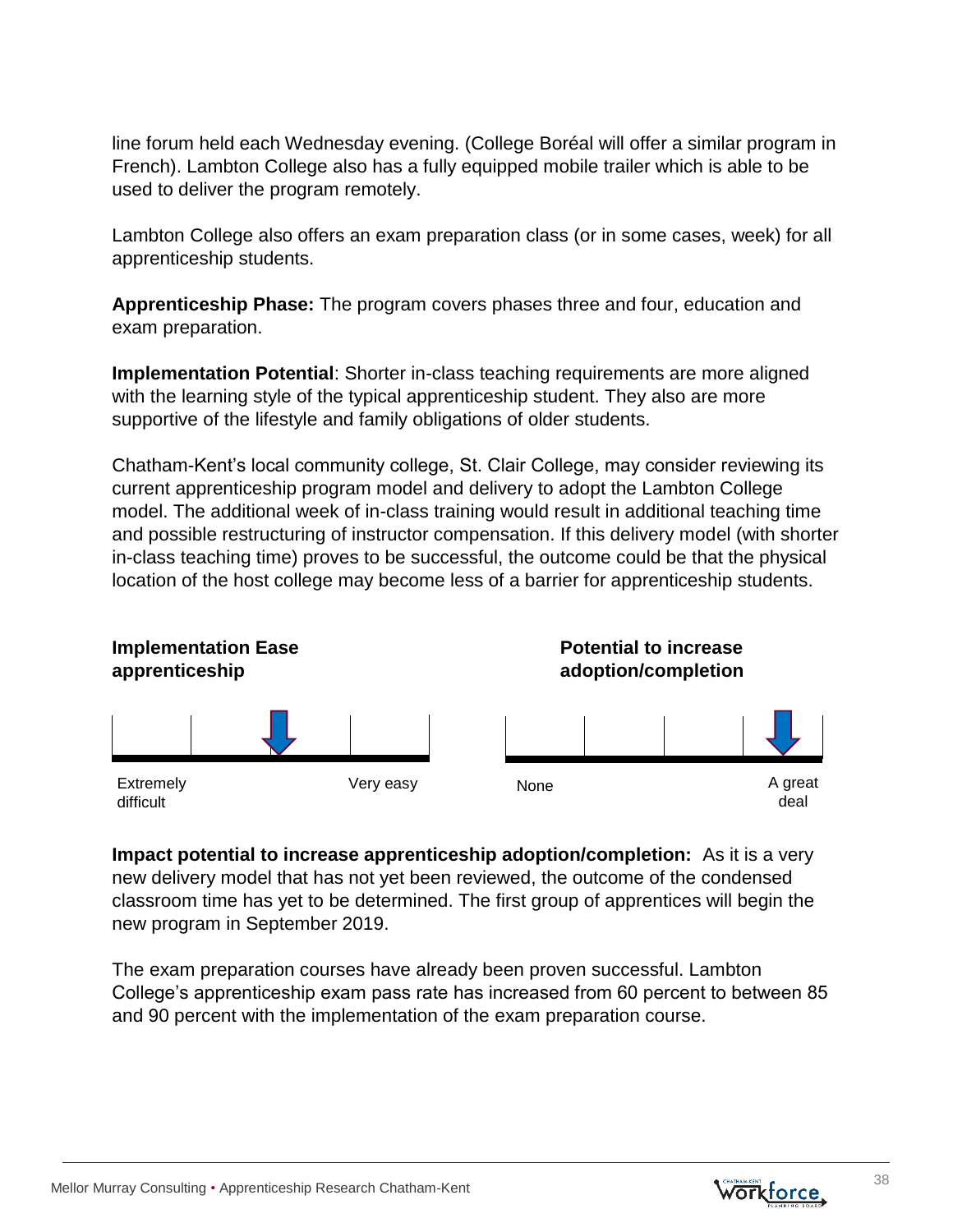line forum held each Wednesday evening. (College Boréal will offer a similar program in French). Lambton College also has a fully equipped mobile trailer which is able to be used to deliver the program remotely.

Lambton College also offers an exam preparation class (or in some cases, week) for all apprenticeship students.

**Apprenticeship Phase:** The program covers phases three and four, education and exam preparation.

**Implementation Potential**: Shorter in-class teaching requirements are more aligned with the learning style of the typical apprenticeship student. They also are more supportive of the lifestyle and family obligations of older students.

Chatham-Kent's local community college, St. Clair College, may consider reviewing its current apprenticeship program model and delivery to adopt the Lambton College model. The additional week of in-class training would result in additional teaching time and possible restructuring of instructor compensation. If this delivery model (with shorter in-class teaching time) proves to be successful, the outcome could be that the physical location of the host college may become less of a barrier for apprenticeship students.

**Implementation Ease apprenticeship**

Extremely difficult — Very easy

**Potential to increase adoption/completion**

None — A great deal

**Impact potential to increase apprenticeship adoption/completion:** As it is a very new delivery model that has not yet been reviewed, the outcome of the condensed classroom time has yet to be determined. The first group of apprentices will begin the new program in September 2019.

The exam preparation courses have already been proven successful. Lambton College's apprenticeship exam pass rate has increased from 60 percent to between 85 and 90 percent with the implementation of the exam preparation course.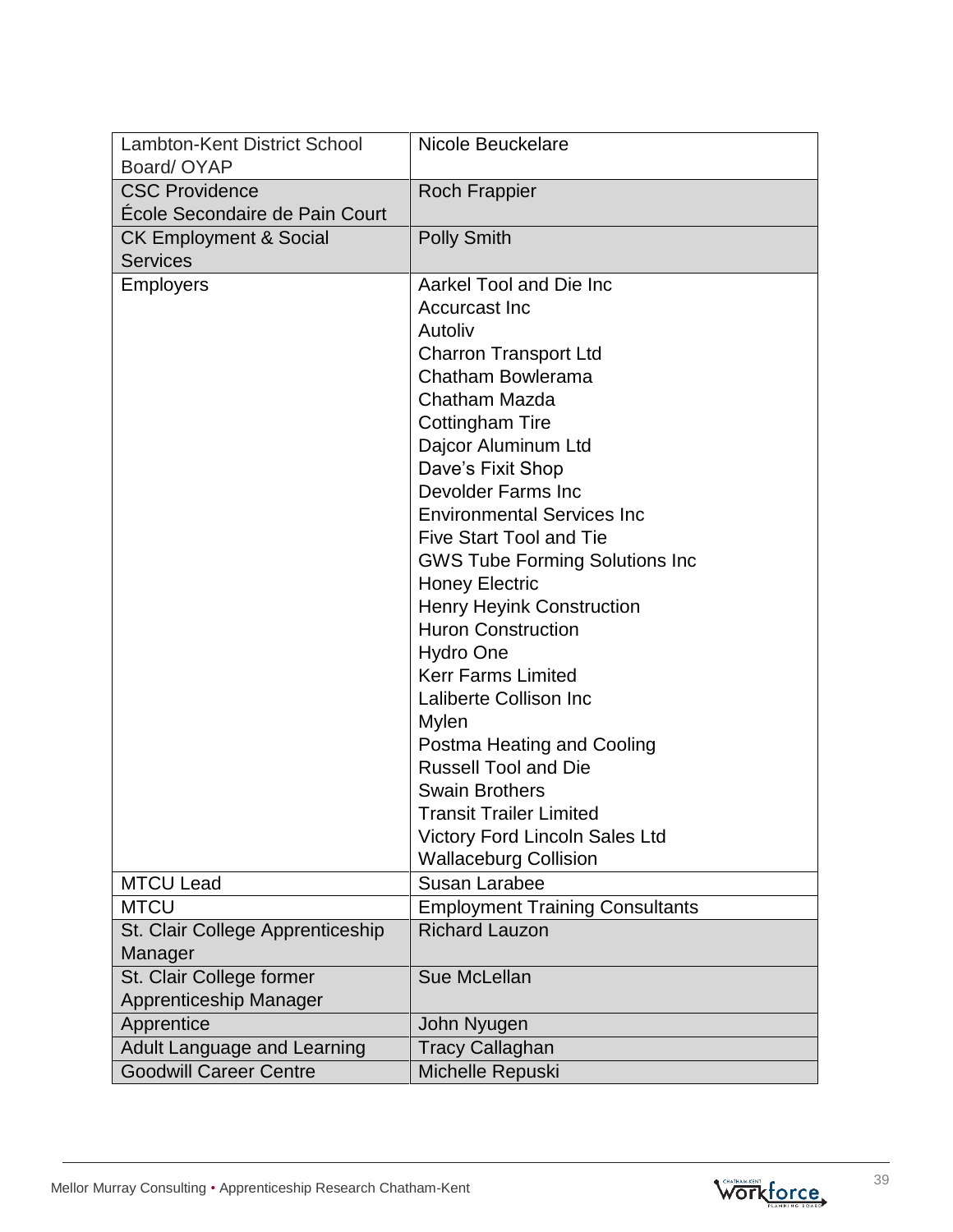| Lambton-Kent District School Board/ OYAP | Nicole Beuckelare |
|---|---|
| CSC Providence École Secondaire de Pain Court | Roch Frappier |
| CK Employment & Social Services | Polly Smith |
| Employers | Aarkel Tool and Die Inc<br>Accurcast Inc<br>Autoliv<br>Charron Transport Ltd<br>Chatham Bowlerama<br>Chatham Mazda<br>Cottingham Tire<br>Dajcor Aluminum Ltd<br>Dave's Fixit Shop<br>Devolder Farms Inc<br>Environmental Services Inc<br>Five Start Tool and Tie<br>GWS Tube Forming Solutions Inc<br>Honey Electric<br>Henry Heyink Construction<br>Huron Construction<br>Hydro One<br>Kerr Farms Limited<br>Laliberte Collison Inc<br>Mylen<br>Postma Heating and Cooling<br>Russell Tool and Die<br>Swain Brothers<br>Transit Trailer Limited<br>Victory Ford Lincoln Sales Ltd<br>Wallaceburg Collision |
| MTCU Lead | Susan Larabee |
| MTCU | Employment Training Consultants |
| St. Clair College Apprenticeship Manager | Richard Lauzon |
| St. Clair College former Apprenticeship Manager | Sue McLellan |
| Apprentice | John Nyugen |
| Adult Language and Learning | Tracy Callaghan |
| Goodwill Career Centre | Michelle Repuski |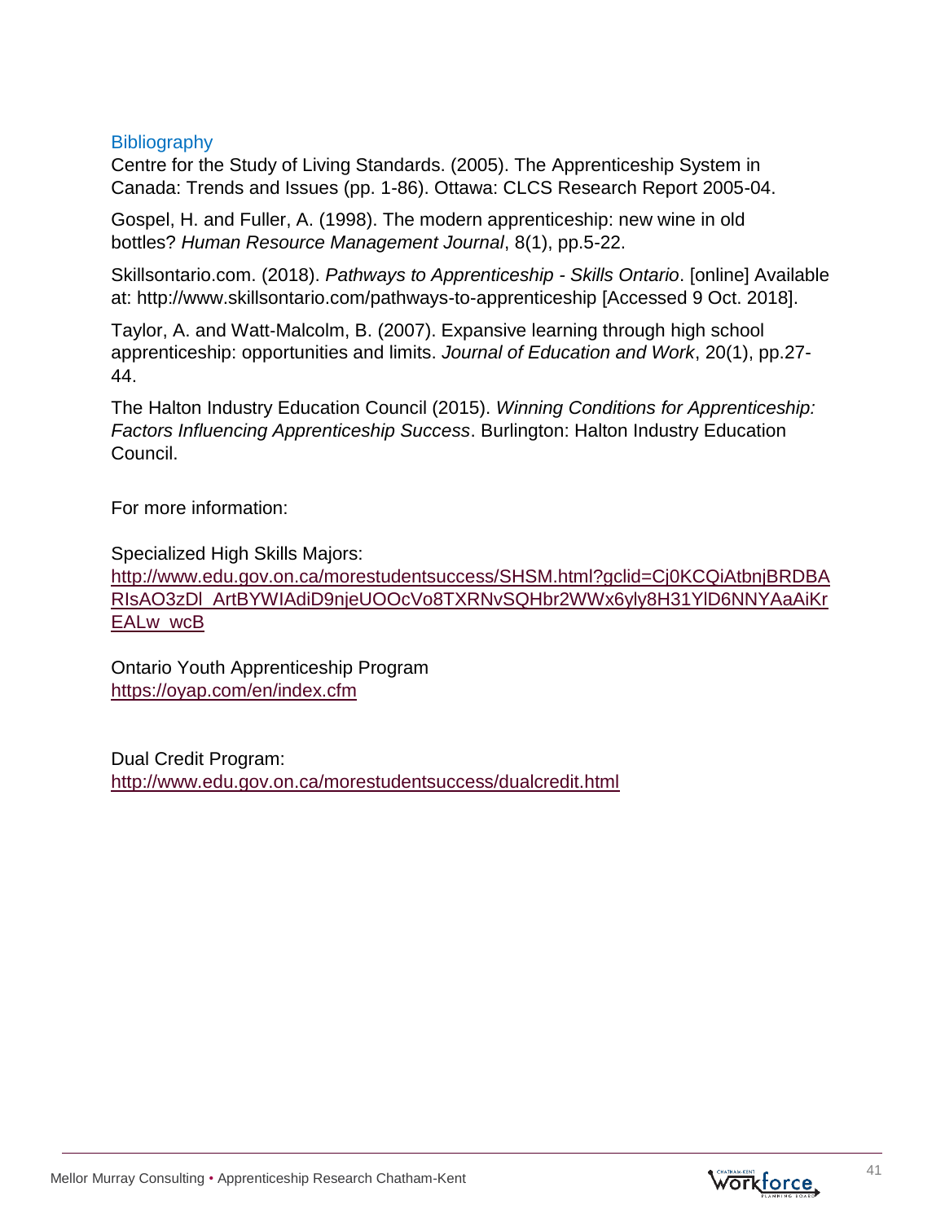## Bibliography

Centre for the Study of Living Standards. (2005). The Apprenticeship System in Canada: Trends and Issues (pp. 1-86). Ottawa: CLCS Research Report 2005-04.

Gospel, H. and Fuller, A. (1998). The modern apprenticeship: new wine in old bottles? *Human Resource Management Journal*, 8(1), pp.5-22.

Skillsontario.com. (2018). *Pathways to Apprenticeship - Skills Ontario*. [online] Available at: http://www.skillsontario.com/pathways-to-apprenticeship [Accessed 9 Oct. 2018].

Taylor, A. and Watt-Malcolm, B. (2007). Expansive learning through high school apprenticeship: opportunities and limits. *Journal of Education and Work*, 20(1), pp.27-44.

The Halton Industry Education Council (2015). *Winning Conditions for Apprenticeship: Factors Influencing Apprenticeship Success*. Burlington: Halton Industry Education Council.

For more information:

Specialized High Skills Majors:
http://www.edu.gov.on.ca/morestudentsuccess/SHSM.html?gclid=Cj0KCQiAtbnjBRDBARIsAO3zDl_ArtBYWIAdiD9njeUOOcVo8TXRNvSQHbr2WWx6yly8H31YlD6NNYAaAiKrEALw_wcB

Ontario Youth Apprenticeship Program
https://oyap.com/en/index.cfm

Dual Credit Program:
http://www.edu.gov.on.ca/morestudentsuccess/dualcredit.html